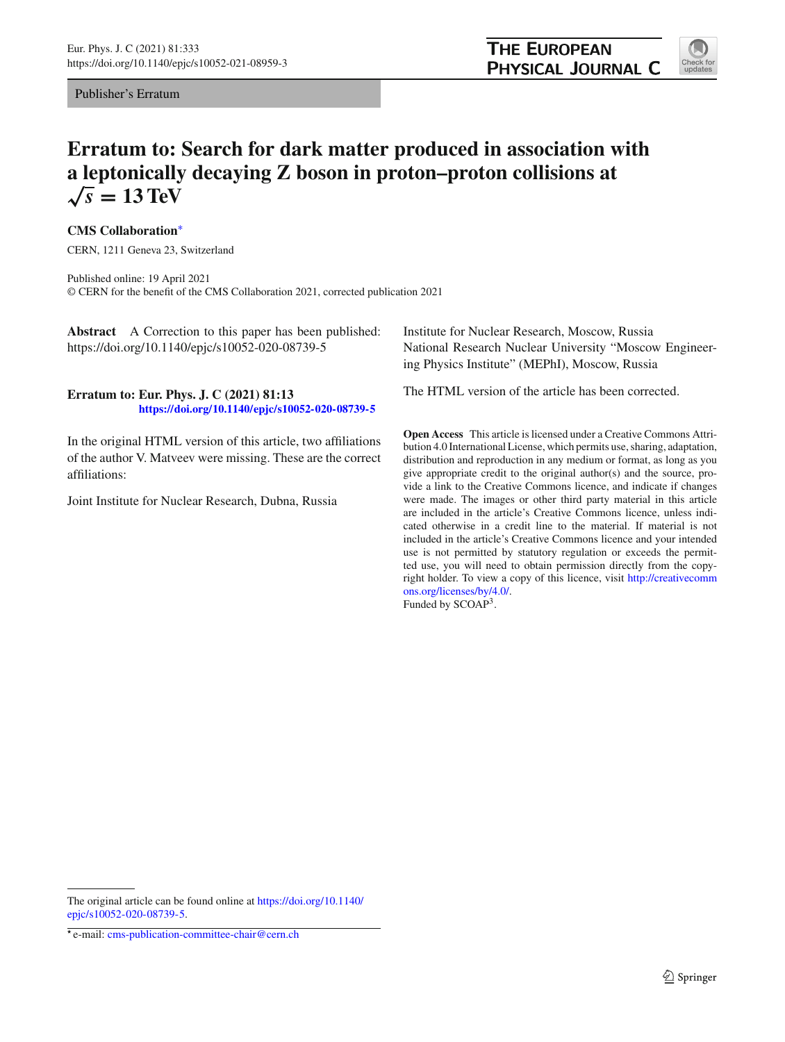Publisher's Erratum

# Erratum to: Search for dark matter produced in association with a leptonically decaying Z boson in proton–proton collisions at $\sqrt{s} = 13$ TeV

**CMS Collaboration***

CERN, 1211 Geneva 23, Switzerland

Published online: 19 April 2021
© CERN for the benefit of the CMS Collaboration 2021, corrected publication 2021

**Abstract** A Correction to this paper has been published: https://doi.org/10.1140/epjc/s10052-020-08739-5

**Erratum to: Eur. Phys. J. C (2021) 81:13**
**https://doi.org/10.1140/epjc/s10052-020-08739-5**

In the original HTML version of this article, two affiliations of the author V. Matveev were missing. These are the correct affiliations:

Joint Institute for Nuclear Research, Dubna, Russia

Institute for Nuclear Research, Moscow, Russia
National Research Nuclear University "Moscow Engineering Physics Institute" (MEPhI), Moscow, Russia

The HTML version of the article has been corrected.

**Open Access** This article is licensed under a Creative Commons Attribution 4.0 International License, which permits use, sharing, adaptation, distribution and reproduction in any medium or format, as long as you give appropriate credit to the original author(s) and the source, provide a link to the Creative Commons licence, and indicate if changes were made. The images or other third party material in this article are included in the article's Creative Commons licence, unless indicated otherwise in a credit line to the material. If material is not included in the article's Creative Commons licence and your intended use is not permitted by statutory regulation or exceeds the permitted use, you will need to obtain permission directly from the copyright holder. To view a copy of this licence, visit http://creativecommons.org/licenses/by/4.0/.
Funded by SCOAP[3].

The original article can be found online at https://doi.org/10.1140/epjc/s10052-020-08739-5.

* e-mail: cms-publication-committee-chair@cern.ch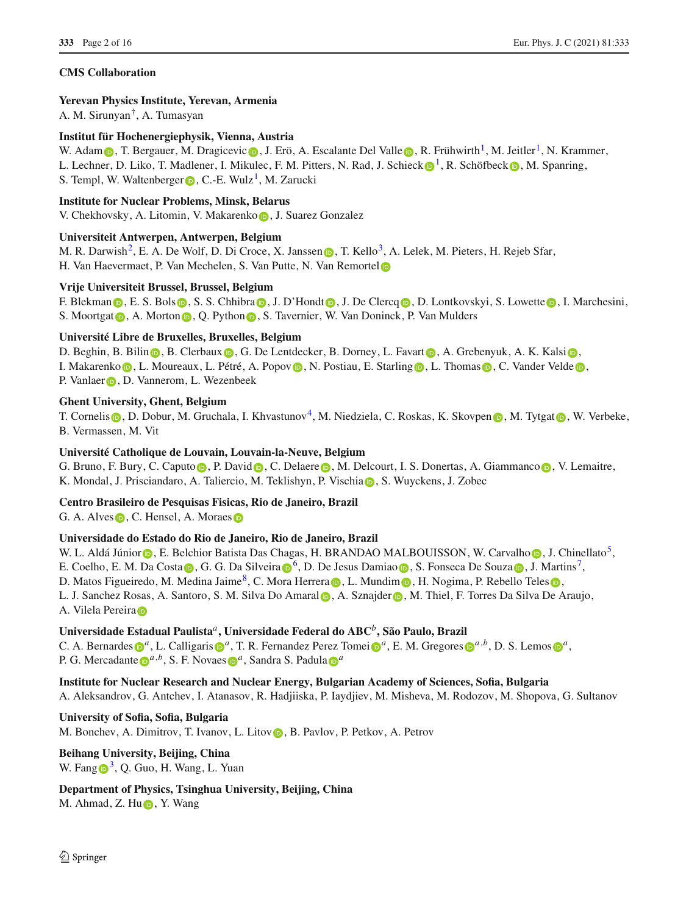### CMS Collaboration

**Yerevan Physics Institute, Yerevan, Armenia**
A. M. Sirunyan[†], A. Tumasyan

**Institut für Hochenergiephysik, Vienna, Austria**
W. Adam, T. Bergauer, M. Dragicevic, J. Erö, A. Escalante Del Valle, R. Frühwirth[1], M. Jeitler[1], N. Krammer, L. Lechner, D. Liko, T. Madlener, I. Mikulec, F. M. Pitters, N. Rad, J. Schieck[1], R. Schöfbeck, M. Spanring, S. Templ, W. Waltenberger, C.-E. Wulz[1], M. Zarucki

**Institute for Nuclear Problems, Minsk, Belarus**
V. Chekhovsky, A. Litomin, V. Makarenko, J. Suarez Gonzalez

**Universiteit Antwerpen, Antwerpen, Belgium**
M. R. Darwish[2], E. A. De Wolf, D. Di Croce, X. Janssen, T. Kello[3], A. Lelek, M. Pieters, H. Rejeb Sfar, H. Van Haevermaet, P. Van Mechelen, S. Van Putte, N. Van Remortel

**Vrije Universiteit Brussel, Brussel, Belgium**
F. Blekman, E. S. Bols, S. S. Chhibra, J. D'Hondt, J. De Clercq, D. Lontkovskyi, S. Lowette, I. Marchesini, S. Moortgat, A. Morton, Q. Python, S. Tavernier, W. Van Doninck, P. Van Mulders

**Université Libre de Bruxelles, Bruxelles, Belgium**
D. Beghin, B. Bilin, B. Clerbaux, G. De Lentdecker, B. Dorney, L. Favart, A. Grebenyuk, A. K. Kalsi, I. Makarenko, L. Moureaux, L. Pétré, A. Popov, N. Postiau, E. Starling, L. Thomas, C. Vander Velde, P. Vanlaer, D. Vannerom, L. Wezenbeek

**Ghent University, Ghent, Belgium**
T. Cornelis, D. Dobur, M. Gruchala, I. Khvastunov[4], M. Niedziela, C. Roskas, K. Skovpen, M. Tytgat, W. Verbeke, B. Vermassen, M. Vit

**Université Catholique de Louvain, Louvain-la-Neuve, Belgium**
G. Bruno, F. Bury, C. Caputo, P. David, C. Delaere, M. Delcourt, I. S. Donertas, A. Giammanco, V. Lemaitre, K. Mondal, J. Prisciandaro, A. Taliercio, M. Teklishyn, P. Vischia, S. Wuyckens, J. Zobec

**Centro Brasileiro de Pesquisas Fisicas, Rio de Janeiro, Brazil**
G. A. Alves, C. Hensel, A. Moraes

**Universidade do Estado do Rio de Janeiro, Rio de Janeiro, Brazil**
W. L. Aldá Júnior, E. Belchior Batista Das Chagas, H. BRANDAO MALBOUISSON, W. Carvalho, J. Chinellato[5], E. Coelho, E. M. Da Costa, G. G. Da Silveira[6], D. De Jesus Damiao, S. Fonseca De Souza, J. Martins[7], D. Matos Figueiredo, M. Medina Jaime[8], C. Mora Herrera, L. Mundim, H. Nogima, P. Rebello Teles, L. J. Sanchez Rosas, A. Santoro, S. M. Silva Do Amaral, A. Sznajder, M. Thiel, F. Torres Da Silva De Araujo, A. Vilela Pereira

**Universidade Estadual Paulista[a], Universidade Federal do ABC[b], São Paulo, Brazil**
C. A. Bernardes[a], L. Calligaris[a], T. R. Fernandez Perez Tomei[a], E. M. Gregores[a,b], D. S. Lemos[a], P. G. Mercadante[a,b], S. F. Novaes[a], Sandra S. Padula[a]

**Institute for Nuclear Research and Nuclear Energy, Bulgarian Academy of Sciences, Sofia, Bulgaria**
A. Aleksandrov, G. Antchev, I. Atanasov, R. Hadjiiska, P. Iaydjiev, M. Misheva, M. Rodozov, M. Shopova, G. Sultanov

**University of Sofia, Sofia, Bulgaria**
M. Bonchev, A. Dimitrov, T. Ivanov, L. Litov, B. Pavlov, P. Petkov, A. Petrov

**Beihang University, Beijing, China**
W. Fang[3], Q. Guo, H. Wang, L. Yuan

**Department of Physics, Tsinghua University, Beijing, China**
M. Ahmad, Z. Hu, Y. Wang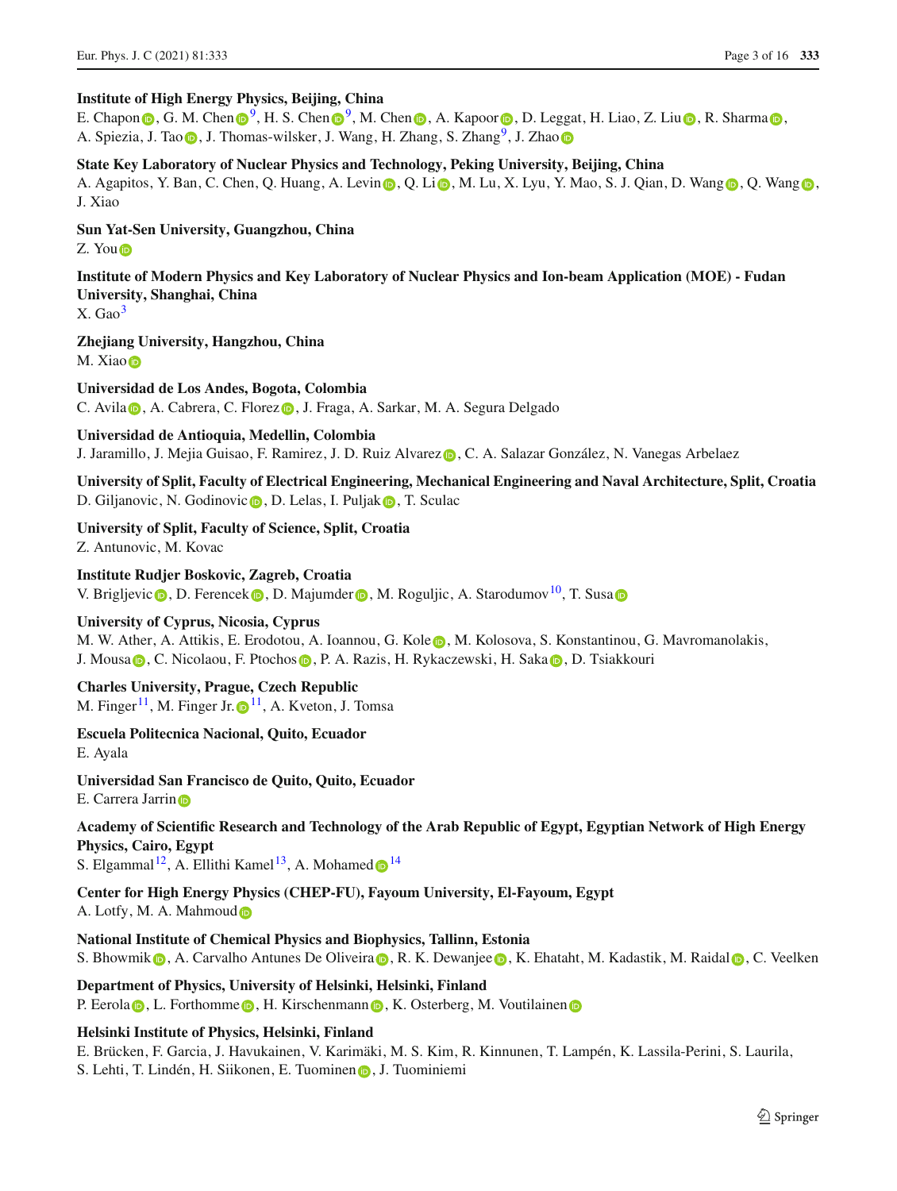**Institute of High Energy Physics, Beijing, China**
E. Chapon, G. M. Chen[9], H. S. Chen[9], M. Chen, A. Kapoor, D. Leggat, H. Liao, Z. Liu, R. Sharma, A. Spiezia, J. Tao, J. Thomas-wilsker, J. Wang, H. Zhang, S. Zhang[9], J. Zhao

**State Key Laboratory of Nuclear Physics and Technology, Peking University, Beijing, China**
A. Agapitos, Y. Ban, C. Chen, Q. Huang, A. Levin, Q. Li, M. Lu, X. Lyu, Y. Mao, S. J. Qian, D. Wang, Q. Wang, J. Xiao

**Sun Yat-Sen University, Guangzhou, China**
Z. You

**Institute of Modern Physics and Key Laboratory of Nuclear Physics and Ion-beam Application (MOE) - Fudan University, Shanghai, China**
X. Gao[3]

**Zhejiang University, Hangzhou, China**
M. Xiao

**Universidad de Los Andes, Bogota, Colombia**
C. Avila, A. Cabrera, C. Florez, J. Fraga, A. Sarkar, M. A. Segura Delgado

**Universidad de Antioquia, Medellin, Colombia**
J. Jaramillo, J. Mejia Guisao, F. Ramirez, J. D. Ruiz Alvarez, C. A. Salazar González, N. Vanegas Arbelaez

**University of Split, Faculty of Electrical Engineering, Mechanical Engineering and Naval Architecture, Split, Croatia**
D. Giljanovic, N. Godinovic, D. Lelas, I. Puljak, T. Sculac

**University of Split, Faculty of Science, Split, Croatia**
Z. Antunovic, M. Kovac

**Institute Rudjer Boskovic, Zagreb, Croatia**
V. Brigljevic, D. Ferencek, D. Majumder, M. Roguljic, A. Starodumov[10], T. Susa

**University of Cyprus, Nicosia, Cyprus**
M. W. Ather, A. Attikis, E. Erodotou, A. Ioannou, G. Kole, M. Kolosova, S. Konstantinou, G. Mavromanolakis, J. Mousa, C. Nicolaou, F. Ptochos, P. A. Razis, H. Rykaczewski, H. Saka, D. Tsiakkouri

**Charles University, Prague, Czech Republic**
M. Finger[11], M. Finger Jr.[11], A. Kveton, J. Tomsa

**Escuela Politecnica Nacional, Quito, Ecuador**
E. Ayala

**Universidad San Francisco de Quito, Quito, Ecuador**
E. Carrera Jarrin

**Academy of Scientific Research and Technology of the Arab Republic of Egypt, Egyptian Network of High Energy Physics, Cairo, Egypt**
S. Elgammal[12], A. Ellithi Kamel[13], A. Mohamed[14]

**Center for High Energy Physics (CHEP-FU), Fayoum University, El-Fayoum, Egypt**
A. Lotfy, M. A. Mahmoud

**National Institute of Chemical Physics and Biophysics, Tallinn, Estonia**
S. Bhowmik, A. Carvalho Antunes De Oliveira, R. K. Dewanjee, K. Ehataht, M. Kadastik, M. Raidal, C. Veelken

**Department of Physics, University of Helsinki, Helsinki, Finland**
P. Eerola, L. Forthomme, H. Kirschenmann, K. Osterberg, M. Voutilainen

**Helsinki Institute of Physics, Helsinki, Finland**
E. Brücken, F. Garcia, J. Havukainen, V. Karimäki, M. S. Kim, R. Kinnunen, T. Lampén, K. Lassila-Perini, S. Laurila, S. Lehti, T. Lindén, H. Siikonen, E. Tuominen, J. Tuominiemi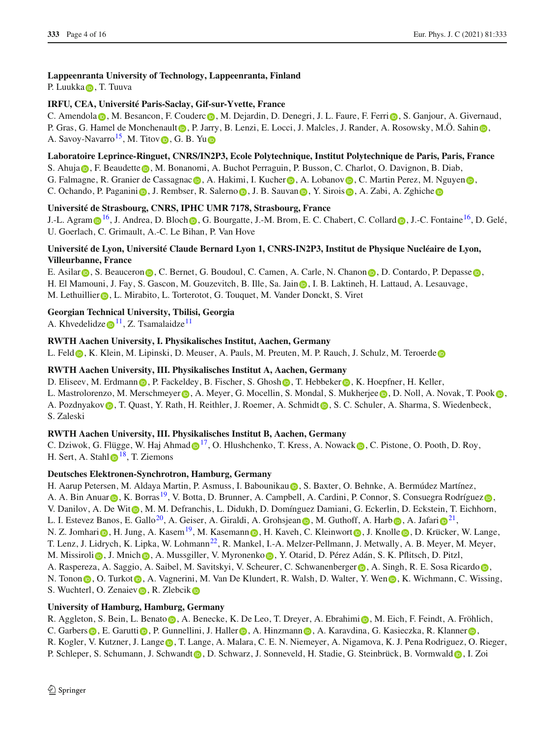**Lappeenranta University of Technology, Lappeenranta, Finland**
P. Luukka, T. Tuuva

**IRFU, CEA, Université Paris-Saclay, Gif-sur-Yvette, France**
C. Amendola, M. Besancon, F. Couderc, M. Dejardin, D. Denegri, J. L. Faure, F. Ferri, S. Ganjour, A. Givernaud, P. Gras, G. Hamel de Monchenault, P. Jarry, B. Lenzi, E. Locci, J. Malcles, J. Rander, A. Rosowsky, M.Ö. Sahin, A. Savoy-Navarro[15], M. Titov, G. B. Yu

**Laboratoire Leprince-Ringuet, CNRS/IN2P3, Ecole Polytechnique, Institut Polytechnique de Paris, Paris, France**
S. Ahuja, F. Beaudette, M. Bonanomi, A. Buchot Perraguin, P. Busson, C. Charlot, O. Davignon, B. Diab, G. Falmagne, R. Granier de Cassagnac, A. Hakimi, I. Kucher, A. Lobanov, C. Martin Perez, M. Nguyen, C. Ochando, P. Paganini, J. Rembser, R. Salerno, J. B. Sauvan, Y. Sirois, A. Zabi, A. Zghiche

**Université de Strasbourg, CNRS, IPHC UMR 7178, Strasbourg, France**
J.-L. Agram[16], J. Andrea, D. Bloch, G. Bourgatte, J.-M. Brom, E. C. Chabert, C. Collard, J.-C. Fontaine[16], D. Gelé, U. Goerlach, C. Grimault, A.-C. Le Bihan, P. Van Hove

**Université de Lyon, Université Claude Bernard Lyon 1, CNRS-IN2P3, Institut de Physique Nucléaire de Lyon, Villeurbanne, France**
E. Asilar, S. Beauceron, C. Bernet, G. Boudoul, C. Camen, A. Carle, N. Chanon, D. Contardo, P. Depasse, H. El Mamouni, J. Fay, S. Gascon, M. Gouzevitch, B. Ille, Sa. Jain, I. B. Laktineh, H. Lattaud, A. Lesauvage, M. Lethuillier, L. Mirabito, L. Torterotot, G. Touquet, M. Vander Donckt, S. Viret

**Georgian Technical University, Tbilisi, Georgia**
A. Khvedelidze[11], Z. Tsamalaidze[11]

**RWTH Aachen University, I. Physikalisches Institut, Aachen, Germany**
L. Feld, K. Klein, M. Lipinski, D. Meuser, A. Pauls, M. Preuten, M. P. Rauch, J. Schulz, M. Teroerde

**RWTH Aachen University, III. Physikalisches Institut A, Aachen, Germany**
D. Eliseev, M. Erdmann, P. Fackeldey, B. Fischer, S. Ghosh, T. Hebbeker, K. Hoepfner, H. Keller, L. Mastrolorenzo, M. Merschmeyer, A. Meyer, G. Mocellin, S. Mondal, S. Mukherjee, D. Noll, A. Novak, T. Pook, A. Pozdnyakov, T. Quast, Y. Rath, H. Reithler, J. Roemer, A. Schmidt, S. C. Schuler, A. Sharma, S. Wiedenbeck, S. Zaleski

**RWTH Aachen University, III. Physikalisches Institut B, Aachen, Germany**
C. Dziwok, G. Flügge, W. Haj Ahmad[17], O. Hlushchenko, T. Kress, A. Nowack, C. Pistone, O. Pooth, D. Roy, H. Sert, A. Stahl[18], T. Ziemons

**Deutsches Elektronen-Synchrotron, Hamburg, Germany**
H. Aarup Petersen, M. Aldaya Martin, P. Asmuss, I. Babounikau, S. Baxter, O. Behnke, A. Bermúdez Martínez, A. A. Bin Anuar, K. Borras[19], V. Botta, D. Brunner, A. Campbell, A. Cardini, P. Connor, S. Consuegra Rodríguez, V. Danilov, A. De Wit, M. M. Defranchis, L. Didukh, D. Domínguez Damiani, G. Eckerlin, D. Eckstein, T. Eichhorn, L. I. Estevez Banos, E. Gallo[20], A. Geiser, A. Giraldi, A. Grohsjean, M. Guthoff, A. Harb, A. Jafari[21], N. Z. Jomhari, H. Jung, A. Kasem[19], M. Kasemann, H. Kaveh, C. Kleinwort, J. Knolle, D. Krücker, W. Lange, T. Lenz, J. Lidrych, K. Lipka, W. Lohmann[22], R. Mankel, I.-A. Melzer-Pellmann, J. Metwally, A. B. Meyer, M. Meyer, M. Missiroli, J. Mnich, A. Mussgiller, V. Myronenko, Y. Otarid, D. Pérez Adán, S. K. Pflitsch, D. Pitzl, A. Raspereza, A. Saggio, A. Saibel, M. Savitskyi, V. Scheurer, C. Schwanenberger, A. Singh, R. E. Sosa Ricardo, N. Tonon, O. Turkot, A. Vagnerini, M. Van De Klundert, R. Walsh, D. Walter, Y. Wen, K. Wichmann, C. Wissing, S. Wuchterl, O. Zenaiev, R. Zlebcik

**University of Hamburg, Hamburg, Germany**
R. Aggleton, S. Bein, L. Benato, A. Benecke, K. De Leo, T. Dreyer, A. Ebrahimi, M. Eich, F. Feindt, A. Fröhlich, C. Garbers, E. Garutti, P. Gunnellini, J. Haller, A. Hinzmann, A. Karavdina, G. Kasieczka, R. Klanner, R. Kogler, V. Kutzner, J. Lange, T. Lange, A. Malara, C. E. N. Niemeyer, A. Nigamova, K. J. Pena Rodriguez, O. Rieger, P. Schleper, S. Schumann, J. Schwandt, D. Schwarz, J. Sonneveld, H. Stadie, G. Steinbrück, B. Vormwald, I. Zoi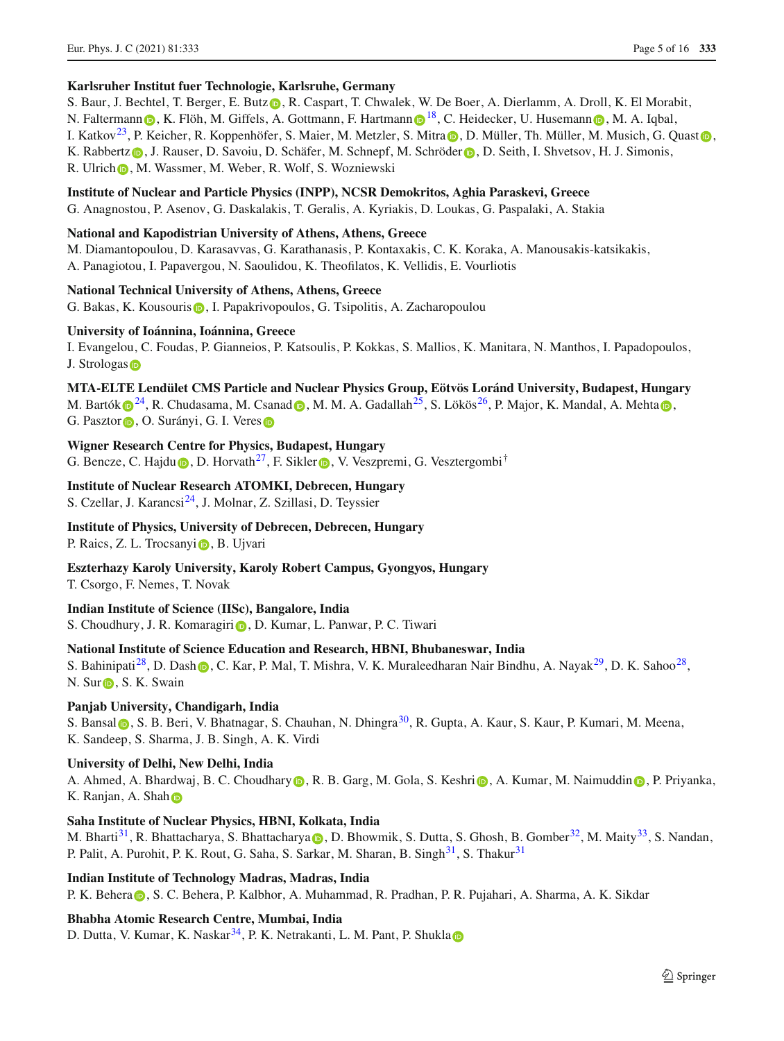**Karlsruher Institut fuer Technologie, Karlsruhe, Germany**
S. Baur, J. Bechtel, T. Berger, E. Butz, R. Caspart, T. Chwalek, W. De Boer, A. Dierlamm, A. Droll, K. El Morabit, N. Faltermann, K. Flöh, M. Giffels, A. Gottmann, F. Hartmann[18], C. Heidecker, U. Husemann, M. A. Iqbal, I. Katkov[23], P. Keicher, R. Koppenhöfer, S. Maier, M. Metzler, S. Mitra, D. Müller, Th. Müller, M. Musich, G. Quast, K. Rabbertz, J. Rauser, D. Savoiu, D. Schäfer, M. Schnepf, M. Schröder, D. Seith, I. Shvetsov, H. J. Simonis, R. Ulrich, M. Wassmer, M. Weber, R. Wolf, S. Wozniewski

**Institute of Nuclear and Particle Physics (INPP), NCSR Demokritos, Aghia Paraskevi, Greece**
G. Anagnostou, P. Asenov, G. Daskalakis, T. Geralis, A. Kyriakis, D. Loukas, G. Paspalaki, A. Stakia

**National and Kapodistrian University of Athens, Athens, Greece**
M. Diamantopoulou, D. Karasavvas, G. Karathanasis, P. Kontaxakis, C. K. Koraka, A. Manousakis-katsikakis, A. Panagiotou, I. Papavergou, N. Saoulidou, K. Theofilatos, K. Vellidis, E. Vourliotis

**National Technical University of Athens, Athens, Greece**
G. Bakas, K. Kousouris, I. Papakrivopoulos, G. Tsipolitis, A. Zacharopoulou

**University of Ioánnina, Ioánnina, Greece**
I. Evangelou, C. Foudas, P. Gianneios, P. Katsoulis, P. Kokkas, S. Mallios, K. Manitara, N. Manthos, I. Papadopoulos, J. Strologas

**MTA-ELTE Lendület CMS Particle and Nuclear Physics Group, Eötvös Loránd University, Budapest, Hungary**
M. Bartók[24], R. Chudasama, M. Csanad, M. M. A. Gadallah[25], S. Lökös[26], P. Major, K. Mandal, A. Mehta, G. Pasztor, O. Surányi, G. I. Veres

**Wigner Research Centre for Physics, Budapest, Hungary**
G. Bencze, C. Hajdu, D. Horvath[27], F. Sikler, V. Veszpremi, G. Vesztergombi[†]

**Institute of Nuclear Research ATOMKI, Debrecen, Hungary**
S. Czellar, J. Karancsi[24], J. Molnar, Z. Szillasi, D. Teyssier

**Institute of Physics, University of Debrecen, Debrecen, Hungary**
P. Raics, Z. L. Trocsanyi, B. Ujvari

**Eszterhazy Karoly University, Karoly Robert Campus, Gyongyos, Hungary**
T. Csorgo, F. Nemes, T. Novak

**Indian Institute of Science (IISc), Bangalore, India**
S. Choudhury, J. R. Komaragiri, D. Kumar, L. Panwar, P. C. Tiwari

**National Institute of Science Education and Research, HBNI, Bhubaneswar, India**
S. Bahinipati[28], D. Dash, C. Kar, P. Mal, T. Mishra, V. K. Muraleedharan Nair Bindhu, A. Nayak[29], D. K. Sahoo[28], N. Sur, S. K. Swain

**Panjab University, Chandigarh, India**
S. Bansal, S. B. Beri, V. Bhatnagar, S. Chauhan, N. Dhingra[30], R. Gupta, A. Kaur, S. Kaur, P. Kumari, M. Meena, K. Sandeep, S. Sharma, J. B. Singh, A. K. Virdi

**University of Delhi, New Delhi, India**
A. Ahmed, A. Bhardwaj, B. C. Choudhary, R. B. Garg, M. Gola, S. Keshri, A. Kumar, M. Naimuddin, P. Priyanka, K. Ranjan, A. Shah

**Saha Institute of Nuclear Physics, HBNI, Kolkata, India**
M. Bharti[31], R. Bhattacharya, S. Bhattacharya, D. Bhowmik, S. Dutta, S. Ghosh, B. Gomber[32], M. Maity[33], S. Nandan, P. Palit, A. Purohit, P. K. Rout, G. Saha, S. Sarkar, M. Sharan, B. Singh[31], S. Thakur[31]

**Indian Institute of Technology Madras, Madras, India**
P. K. Behera, S. C. Behera, P. Kalbhor, A. Muhammad, R. Pradhan, P. R. Pujahari, A. Sharma, A. K. Sikdar

**Bhabha Atomic Research Centre, Mumbai, India**
D. Dutta, V. Kumar, K. Naskar[34], P. K. Netrakanti, L. M. Pant, P. Shukla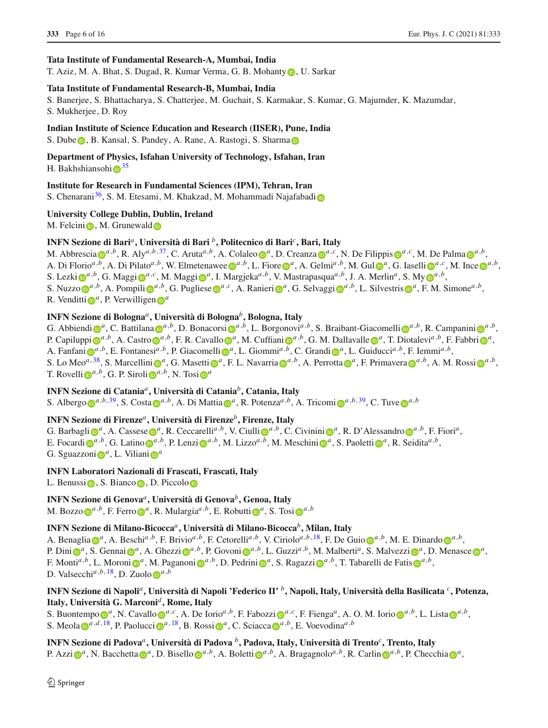### Tata Institute of Fundamental Research-A, Mumbai, India

T. Aziz, M. A. Bhat, S. Dugad, R. Kumar Verma, G. B. Mohanty, U. Sarkar

### Tata Institute of Fundamental Research-B, Mumbai, India

S. Banerjee, S. Bhattacharya, S. Chatterjee, M. Guchait, S. Karmakar, S. Kumar, G. Majumder, K. Mazumdar, S. Mukherjee, D. Roy

### Indian Institute of Science Education and Research (IISER), Pune, India

S. Dube, B. Kansal, S. Pandey, A. Rane, A. Rastogi, S. Sharma

### Department of Physics, Isfahan University of Technology, Isfahan, Iran

H. Bakhshiansohi[35]

### Institute for Research in Fundamental Sciences (IPM), Tehran, Iran

S. Chenarani[36], S. M. Etesami, M. Khakzad, M. Mohammadi Najafabadi

### University College Dublin, Dublin, Ireland

M. Felcini, M. Grunewald

### INFN Sezione di Bari[a], Università di Bari [b], Politecnico di Bari[c], Bari, Italy

M. Abbrescia[a,b], R. Aly[a,b,37], C. Aruta[a,b], A. Colaleo[a], D. Creanza[a,c], N. De Filippis[a,c], M. De Palma[a,b], A. Di Florio[a,b], A. Di Pilato[a,b], W. Elmetenawee[a,b], L. Fiore[a], A. Gelmi[a,b], M. Gul[a], G. Iaselli[a,c], M. Ince[a,b], S. Lezki[a,b], G. Maggi[a,c], M. Maggi[a], I. Margjeka[a,b], V. Mastrapasqua[a,b], J. A. Merlin[a], S. My[a,b], S. Nuzzo[a,b], A. Pompili[a,b], G. Pugliese[a,c], A. Ranieri[a], G. Selvaggi[a,b], L. Silvestris[a], F. M. Simone[a,b], R. Venditti[a], P. Verwilligen[a]

### INFN Sezione di Bologna[a], Università di Bologna[b], Bologna, Italy

G. Abbiendi[a], C. Battilana[a,b], D. Bonacorsi[a,b], L. Borgonovi[a,b], S. Braibant-Giacomelli[a,b], R. Campanini[a,b], P. Capiluppi[a,b], A. Castro[a,b], F. R. Cavallo[a], M. Cuffiani[a,b], G. M. Dallavalle[a], T. Diotalevi[a,b], F. Fabbri[a], A. Fanfani[a,b], E. Fontanesi[a,b], P. Giacomelli[a], L. Giommi[a,b], C. Grandi[a], L. Guiducci[a,b], F. Iemmi[a,b], S. Lo Meo[a,38], S. Marcellini[a], G. Masetti[a], F. L. Navarria[a,b], A. Perrotta[a], F. Primavera[a,b], A. M. Rossi[a,b], T. Rovelli[a,b], G. P. Siroli[a,b], N. Tosi[a]

### INFN Sezione di Catania[a], Università di Catania[b], Catania, Italy

S. Albergo[a,b,39], S. Costa[a,b], A. Di Mattia[a], R. Potenza[a,b], A. Tricomi[a,b,39], C. Tuve[a,b]

### INFN Sezione di Firenze[a], Università di Firenze[b], Firenze, Italy

G. Barbagli[a], A. Cassese[a], R. Ceccarelli[a,b], V. Ciulli[a,b], C. Civinini[a], R. D'Alessandro[a,b], F. Fiori[a], E. Focardi[a,b], G. Latino[a,b], P. Lenzi[a,b], M. Lizzo[a,b], M. Meschini[a], S. Paoletti[a], R. Seidita[a,b], G. Sguazzoni[a], L. Viliani[a]

### INFN Laboratori Nazionali di Frascati, Frascati, Italy

L. Benussi, S. Bianco, D. Piccolo

### INFN Sezione di Genova[a], Università di Genova[b], Genoa, Italy

M. Bozzo[a,b], F. Ferro[a], R. Mulargia[a,b], E. Robutti[a], S. Tosi[a,b]

### INFN Sezione di Milano-Bicocca[a], Università di Milano-Bicocca[b], Milan, Italy

A. Benaglia[a], A. Beschi[a,b], F. Brivio[a,b], F. Cetorelli[a,b], V. Ciriolo[a,b,18], F. De Guio[a,b], M. E. Dinardo[a,b], P. Dini[a], S. Gennai[a], A. Ghezzi[a,b], P. Govoni[a,b], L. Guzzi[a,b], M. Malberti[a], S. Malvezzi[a], D. Menasce[a], F. Monti[a,b], L. Moroni[a], M. Paganoni[a,b], D. Pedrini[a], S. Ragazzi[a,b], T. Tabarelli de Fatis[a,b], D. Valsecchi[a,b,18], D. Zuolo[a,b]

### INFN Sezione di Napoli[a], Università di Napoli 'Federico II' [b], Napoli, Italy, Università della Basilicata [c], Potenza, Italy, Università G. Marconi[d], Rome, Italy

S. Buontempo[a], N. Cavallo[a,c], A. De Iorio[a,b], F. Fabozzi[a,c], F. Fienga[a], A. O. M. Iorio[a,b], L. Lista[a,b], S. Meola[a,d,18], P. Paolucci[a,18], B. Rossi[a], C. Sciacca[a,b], E. Voevodina[a,b]

### INFN Sezione di Padova[a], Università di Padova [b], Padova, Italy, Università di Trento[c], Trento, Italy

P. Azzi[a], N. Bacchetta[a], D. Bisello[a,b], A. Boletti[a,b], A. Bragagnolo[a,b], R. Carlin[a,b], P. Checchia[a],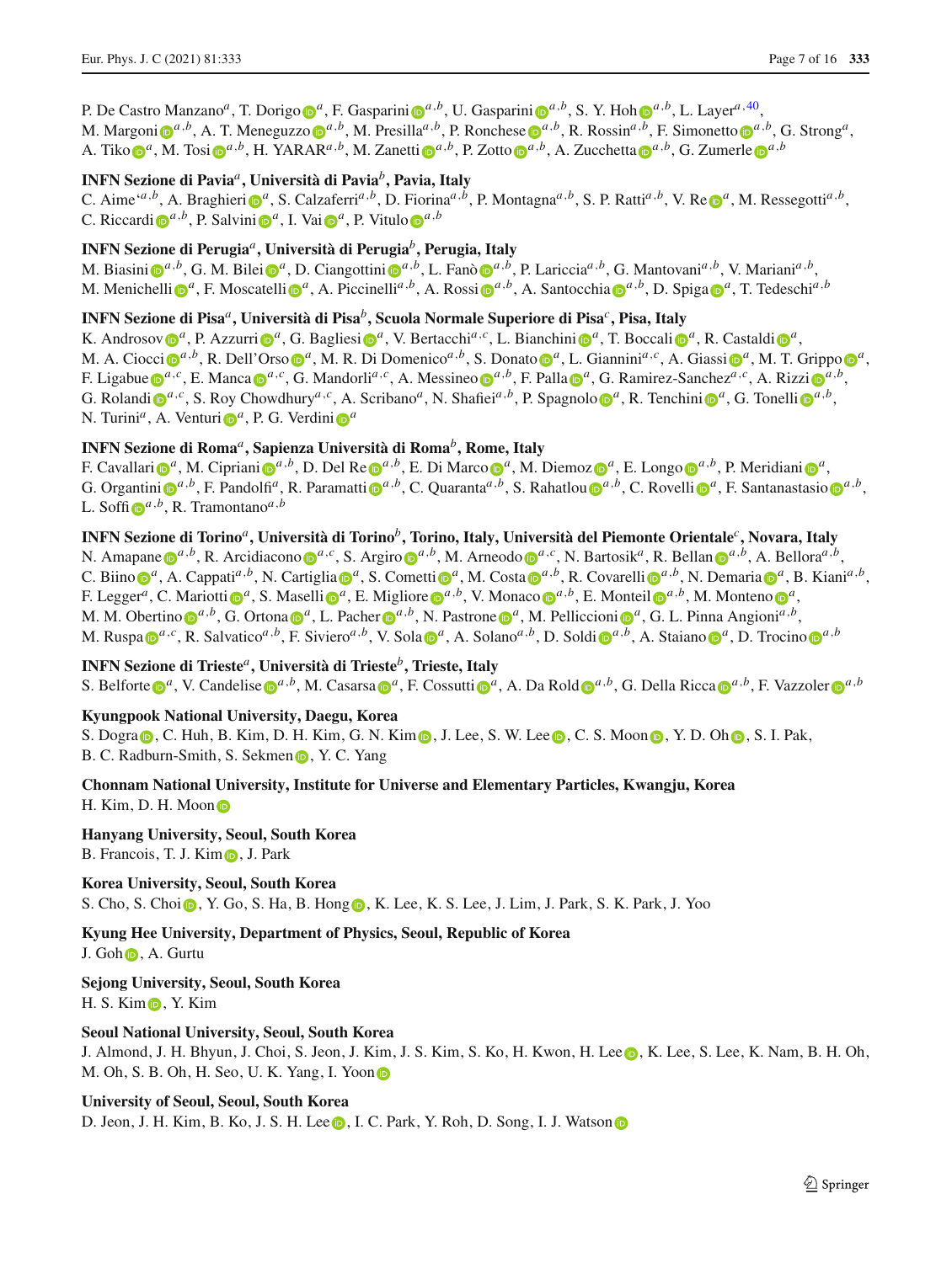P. De Castro Manzano[a], T. Dorigo[a], F. Gasparini[a,b], U. Gasparini[a,b], S. Y. Hoh[a,b], L. Layer[a,40], M. Margoni[a,b], A. T. Meneguzzo[a,b], M. Presilla[a,b], P. Ronchese[a,b], R. Rossin[a,b], F. Simonetto[a,b], G. Strong[a], A. Tiko[a], M. Tosi[a,b], H. YARAR[a,b], M. Zanetti[a,b], P. Zotto[a,b], A. Zucchetta[a,b], G. Zumerle[a,b]

**INFN Sezione di Pavia[a], Università di Pavia[b], Pavia, Italy**
C. Aime'[a,b], A. Braghieri[a], S. Calzaferri[a,b], D. Fiorina[a,b], P. Montagna[a,b], S. P. Ratti[a,b], V. Re[a], M. Ressegotti[a,b], C. Riccardi[a,b], P. Salvini[a], I. Vai[a], P. Vitulo[a,b]

**INFN Sezione di Perugia[a], Università di Perugia[b], Perugia, Italy**
M. Biasini[a,b], G. M. Bilei[a], D. Ciangottini[a,b], L. Fanò[a,b], P. Lariccia[a,b], G. Mantovani[a,b], V. Mariani[a,b], M. Menichelli[a], F. Moscatelli[a], A. Piccinelli[a,b], A. Rossi[a,b], A. Santocchia[a,b], D. Spiga[a], T. Tedeschi[a,b]

**INFN Sezione di Pisa[a], Università di Pisa[b], Scuola Normale Superiore di Pisa[c], Pisa, Italy**
K. Androsov[a], P. Azzurri[a], G. Bagliesi[a], V. Bertacchi[a,c], L. Bianchini[a], T. Boccali[a], R. Castaldi[a], M. A. Ciocci[a,b], R. Dell'Orso[a], M. R. Di Domenico[a,b], S. Donato[a], L. Giannini[a,c], A. Giassi[a], M. T. Grippo[a], F. Ligabue[a,c], E. Manca[a,c], G. Mandorli[a,c], A. Messineo[a,b], F. Palla[a], G. Ramirez-Sanchez[a,c], A. Rizzi[a,b], G. Rolandi[a,c], S. Roy Chowdhury[a,c], A. Scribano[a], N. Shafiei[a,b], P. Spagnolo[a], R. Tenchini[a], G. Tonelli[a,b], N. Turini[a], A. Venturi[a], P. G. Verdini[a]

**INFN Sezione di Roma[a], Sapienza Università di Roma[b], Rome, Italy**
F. Cavallari[a], M. Cipriani[a,b], D. Del Re[a,b], E. Di Marco[a], M. Diemoz[a], E. Longo[a,b], P. Meridiani[a], G. Organtini[a,b], F. Pandolfi[a], R. Paramatti[a,b], C. Quaranta[a,b], S. Rahatlou[a,b], C. Rovelli[a], F. Santanastasio[a,b], L. Soffi[a,b], R. Tramontano[a,b]

**INFN Sezione di Torino[a], Università di Torino[b], Torino, Italy, Università del Piemonte Orientale[c], Novara, Italy**
N. Amapane[a,b], R. Arcidiacono[a,c], S. Argiro[a,b], M. Arneodo[a,c], N. Bartosik[a], R. Bellan[a,b], A. Bellora[a,b], C. Biino[a], A. Cappati[a,b], N. Cartiglia[a], S. Cometti[a], M. Costa[a,b], R. Covarelli[a,b], N. Demaria[a], B. Kiani[a,b], F. Legger[a], C. Mariotti[a], S. Maselli[a], E. Migliore[a,b], V. Monaco[a,b], E. Monteil[a,b], M. Monteno[a], M. M. Obertino[a,b], G. Ortona[a], L. Pacher[a,b], N. Pastrone[a], M. Pelliccioni[a], G. L. Pinna Angioni[a,b], M. Ruspa[a,c], R. Salvatico[a,b], F. Siviero[a,b], V. Sola[a], A. Solano[a,b], D. Soldi[a,b], A. Staiano[a], D. Trocino[a,b]

**INFN Sezione di Trieste[a], Università di Trieste[b], Trieste, Italy**
S. Belforte[a], V. Candelise[a,b], M. Casarsa[a], F. Cossutti[a], A. Da Rold[a,b], G. Della Ricca[a,b], F. Vazzoler[a,b]

**Kyungpook National University, Daegu, Korea**
S. Dogra, C. Huh, B. Kim, D. H. Kim, G. N. Kim, J. Lee, S. W. Lee, C. S. Moon, Y. D. Oh, S. I. Pak, B. C. Radburn-Smith, S. Sekmen, Y. C. Yang

**Chonnam National University, Institute for Universe and Elementary Particles, Kwangju, Korea**
H. Kim, D. H. Moon

**Hanyang University, Seoul, South Korea**
B. Francois, T. J. Kim, J. Park

**Korea University, Seoul, South Korea**
S. Cho, S. Choi, Y. Go, S. Ha, B. Hong, K. Lee, K. S. Lee, J. Lim, J. Park, S. K. Park, J. Yoo

**Kyung Hee University, Department of Physics, Seoul, Republic of Korea**
J. Goh, A. Gurtu

**Sejong University, Seoul, South Korea**
H. S. Kim, Y. Kim

**Seoul National University, Seoul, South Korea**
J. Almond, J. H. Bhyun, J. Choi, S. Jeon, J. Kim, J. S. Kim, S. Ko, H. Kwon, H. Lee, K. Lee, S. Lee, K. Nam, B. H. Oh, M. Oh, S. B. Oh, H. Seo, U. K. Yang, I. Yoon

**University of Seoul, Seoul, South Korea**
D. Jeon, J. H. Kim, B. Ko, J. S. H. Lee, I. C. Park, Y. Roh, D. Song, I. J. Watson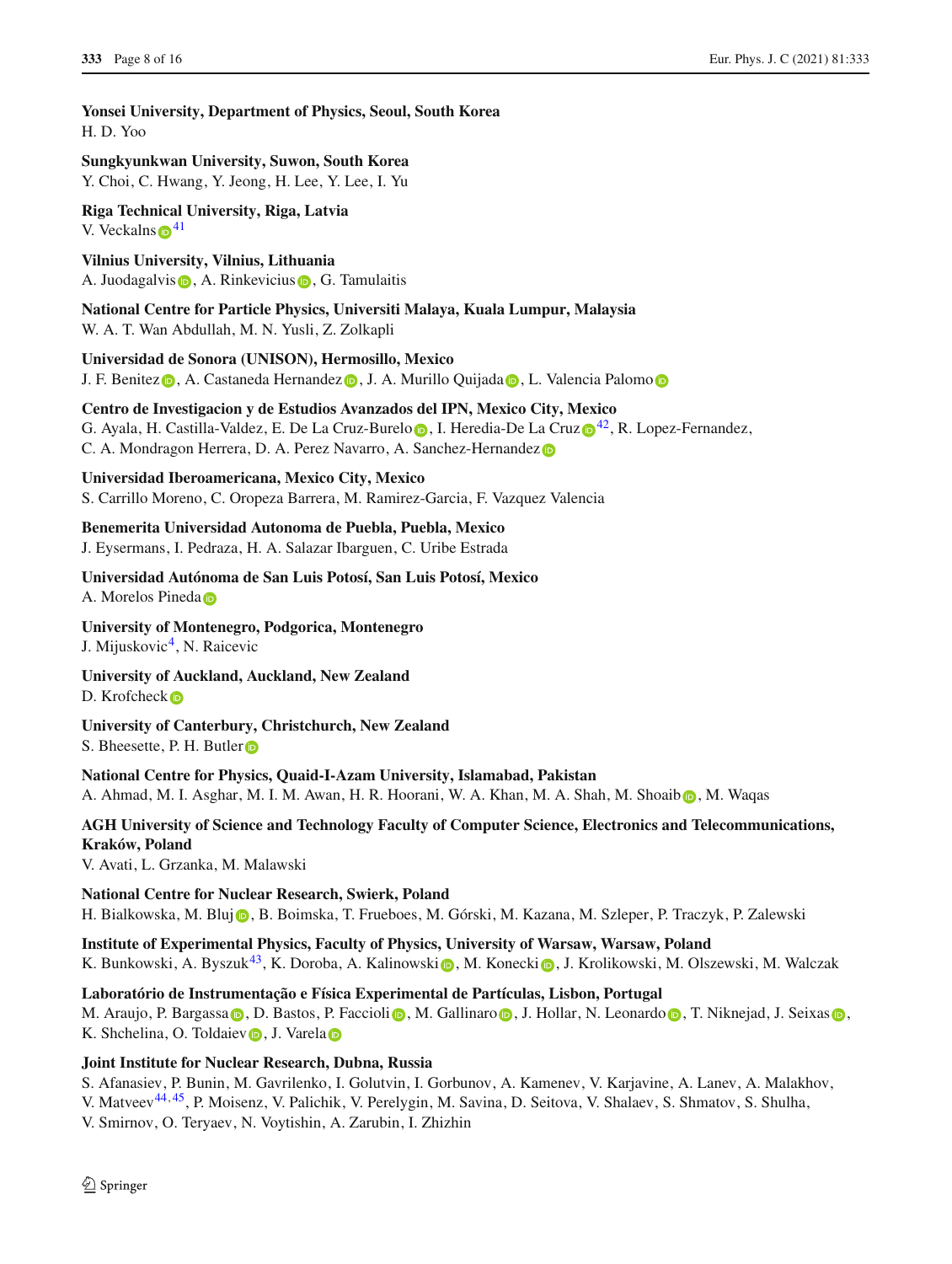**Yonsei University, Department of Physics, Seoul, South Korea**
H. D. Yoo

**Sungkyunkwan University, Suwon, South Korea**
Y. Choi, C. Hwang, Y. Jeong, H. Lee, Y. Lee, I. Yu

**Riga Technical University, Riga, Latvia**
V. Veckalns[41]

**Vilnius University, Vilnius, Lithuania**
A. Juodagalvis, A. Rinkevicius, G. Tamulaitis

**National Centre for Particle Physics, Universiti Malaya, Kuala Lumpur, Malaysia**
W. A. T. Wan Abdullah, M. N. Yusli, Z. Zolkapli

**Universidad de Sonora (UNISON), Hermosillo, Mexico**
J. F. Benitez, A. Castaneda Hernandez, J. A. Murillo Quijada, L. Valencia Palomo

**Centro de Investigacion y de Estudios Avanzados del IPN, Mexico City, Mexico**
G. Ayala, H. Castilla-Valdez, E. De La Cruz-Burelo, I. Heredia-De La Cruz[42], R. Lopez-Fernandez, C. A. Mondragon Herrera, D. A. Perez Navarro, A. Sanchez-Hernandez

**Universidad Iberoamericana, Mexico City, Mexico**
S. Carrillo Moreno, C. Oropeza Barrera, M. Ramirez-Garcia, F. Vazquez Valencia

**Benemerita Universidad Autonoma de Puebla, Puebla, Mexico**
J. Eysermans, I. Pedraza, H. A. Salazar Ibarguen, C. Uribe Estrada

**Universidad Autónoma de San Luis Potosí, San Luis Potosí, Mexico**
A. Morelos Pineda

**University of Montenegro, Podgorica, Montenegro**
J. Mijuskovic[4], N. Raicevic

**University of Auckland, Auckland, New Zealand**
D. Krofcheck

**University of Canterbury, Christchurch, New Zealand**
S. Bheesette, P. H. Butler

**National Centre for Physics, Quaid-I-Azam University, Islamabad, Pakistan**
A. Ahmad, M. I. Asghar, M. I. M. Awan, H. R. Hoorani, W. A. Khan, M. A. Shah, M. Shoaib, M. Waqas

**AGH University of Science and Technology Faculty of Computer Science, Electronics and Telecommunications, Kraków, Poland**
V. Avati, L. Grzanka, M. Malawski

**National Centre for Nuclear Research, Swierk, Poland**
H. Bialkowska, M. Bluj, B. Boimska, T. Frueboes, M. Górski, M. Kazana, M. Szleper, P. Traczyk, P. Zalewski

**Institute of Experimental Physics, Faculty of Physics, University of Warsaw, Warsaw, Poland**
K. Bunkowski, A. Byszuk[43], K. Doroba, A. Kalinowski, M. Konecki, J. Krolikowski, M. Olszewski, M. Walczak

**Laboratório de Instrumentação e Física Experimental de Partículas, Lisbon, Portugal**
M. Araujo, P. Bargassa, D. Bastos, P. Faccioli, M. Gallinaro, J. Hollar, N. Leonardo, T. Niknejad, J. Seixas, K. Shchelina, O. Toldaiev, J. Varela

**Joint Institute for Nuclear Research, Dubna, Russia**
S. Afanasiev, P. Bunin, M. Gavrilenko, I. Golutvin, I. Gorbunov, A. Kamenev, V. Karjavine, A. Lanev, A. Malakhov, V. Matveev[44,45], P. Moisenz, V. Palichik, V. Perelygin, M. Savina, D. Seitova, V. Shalaev, S. Shmatov, S. Shulha, V. Smirnov, O. Teryaev, N. Voytishin, A. Zarubin, I. Zhizhin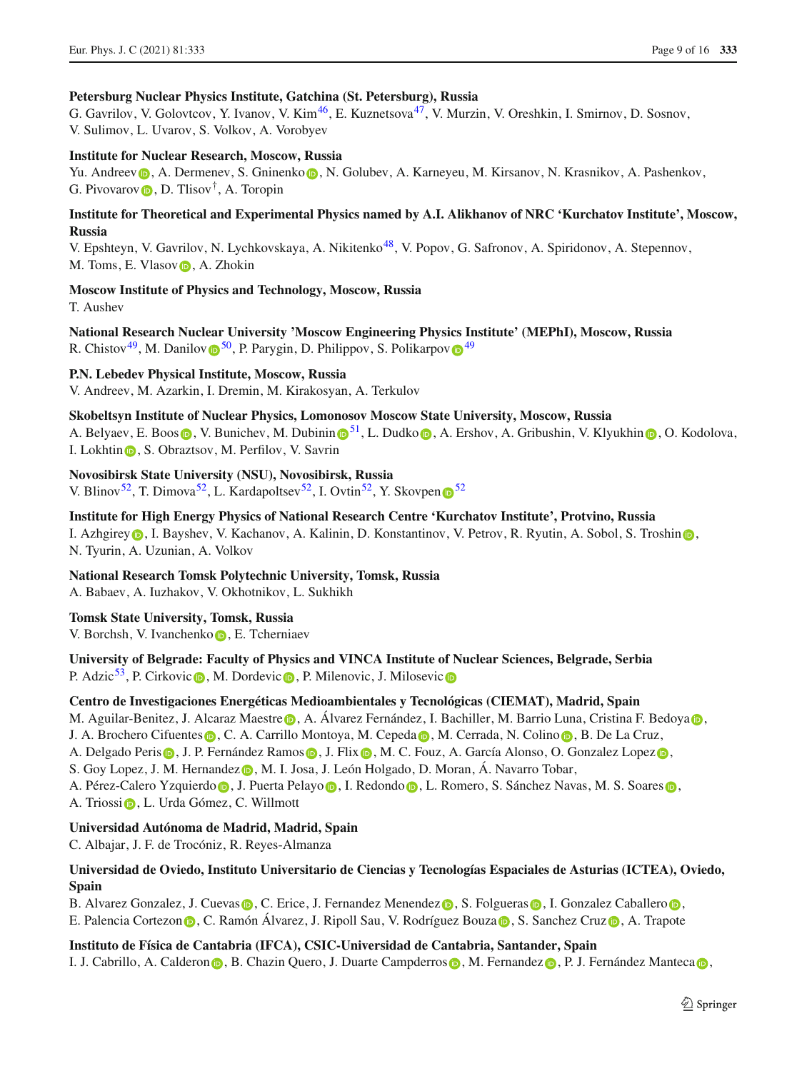**Petersburg Nuclear Physics Institute, Gatchina (St. Petersburg), Russia**
G. Gavrilov, V. Golovtcov, Y. Ivanov, V. Kim[46], E. Kuznetsova[47], V. Murzin, V. Oreshkin, I. Smirnov, D. Sosnov, V. Sulimov, L. Uvarov, S. Volkov, A. Vorobyev

**Institute for Nuclear Research, Moscow, Russia**
Yu. Andreev, A. Dermenev, S. Gninenko, N. Golubev, A. Karneyeu, M. Kirsanov, N. Krasnikov, A. Pashenkov, G. Pivovarov, D. Tlisov†, A. Toropin

**Institute for Theoretical and Experimental Physics named by A.I. Alikhanov of NRC 'Kurchatov Institute', Moscow, Russia**
V. Epshteyn, V. Gavrilov, N. Lychkovskaya, A. Nikitenko[48], V. Popov, G. Safronov, A. Spiridonov, A. Stepennov, M. Toms, E. Vlasov, A. Zhokin

**Moscow Institute of Physics and Technology, Moscow, Russia**
T. Aushev

**National Research Nuclear University 'Moscow Engineering Physics Institute' (MEPhI), Moscow, Russia**
R. Chistov[49], M. Danilov[50], P. Parygin, D. Philippov, S. Polikarpov[49]

**P.N. Lebedev Physical Institute, Moscow, Russia**
V. Andreev, M. Azarkin, I. Dremin, M. Kirakosyan, A. Terkulov

**Skobeltsyn Institute of Nuclear Physics, Lomonosov Moscow State University, Moscow, Russia**
A. Belyaev, E. Boos, V. Bunichev, M. Dubinin[51], L. Dudko, A. Ershov, A. Gribushin, V. Klyukhin, O. Kodolova, I. Lokhtin, S. Obraztsov, M. Perfilov, V. Savrin

**Novosibirsk State University (NSU), Novosibirsk, Russia**
V. Blinov[52], T. Dimova[52], L. Kardapoltsev[52], I. Ovtin[52], Y. Skovpen[52]

**Institute for High Energy Physics of National Research Centre 'Kurchatov Institute', Protvino, Russia**
I. Azhgirey, I. Bayshev, V. Kachanov, A. Kalinin, D. Konstantinov, V. Petrov, R. Ryutin, A. Sobol, S. Troshin, N. Tyurin, A. Uzunian, A. Volkov

**National Research Tomsk Polytechnic University, Tomsk, Russia**
A. Babaev, A. Iuzhakov, V. Okhotnikov, L. Sukhikh

**Tomsk State University, Tomsk, Russia**
V. Borchsh, V. Ivanchenko, E. Tcherniaev

**University of Belgrade: Faculty of Physics and VINCA Institute of Nuclear Sciences, Belgrade, Serbia**
P. Adzic[53], P. Cirkovic, M. Dordevic, P. Milenovic, J. Milosevic

**Centro de Investigaciones Energéticas Medioambientales y Tecnológicas (CIEMAT), Madrid, Spain**
M. Aguilar-Benitez, J. Alcaraz Maestre, A. Álvarez Fernández, I. Bachiller, M. Barrio Luna, Cristina F. Bedoya, J. A. Brochero Cifuentes, C. A. Carrillo Montoya, M. Cepeda, M. Cerrada, N. Colino, B. De La Cruz, A. Delgado Peris, J. P. Fernández Ramos, J. Flix, M. C. Fouz, A. García Alonso, O. Gonzalez Lopez, S. Goy Lopez, J. M. Hernandez, M. I. Josa, J. León Holgado, D. Moran, Á. Navarro Tobar, A. Pérez-Calero Yzquierdo, J. Puerta Pelayo, I. Redondo, L. Romero, S. Sánchez Navas, M. S. Soares, A. Triossi, L. Urda Gómez, C. Willmott

**Universidad Autónoma de Madrid, Madrid, Spain**
C. Albajar, J. F. de Trocóniz, R. Reyes-Almanza

**Universidad de Oviedo, Instituto Universitario de Ciencias y Tecnologías Espaciales de Asturias (ICTEA), Oviedo, Spain**
B. Alvarez Gonzalez, J. Cuevas, C. Erice, J. Fernandez Menendez, S. Folgueras, I. Gonzalez Caballero, E. Palencia Cortezon, C. Ramón Álvarez, J. Ripoll Sau, V. Rodríguez Bouza, S. Sanchez Cruz, A. Trapote

**Instituto de Física de Cantabria (IFCA), CSIC-Universidad de Cantabria, Santander, Spain**
I. J. Cabrillo, A. Calderon, B. Chazin Quero, J. Duarte Campderros, M. Fernandez, P. J. Fernández Manteca,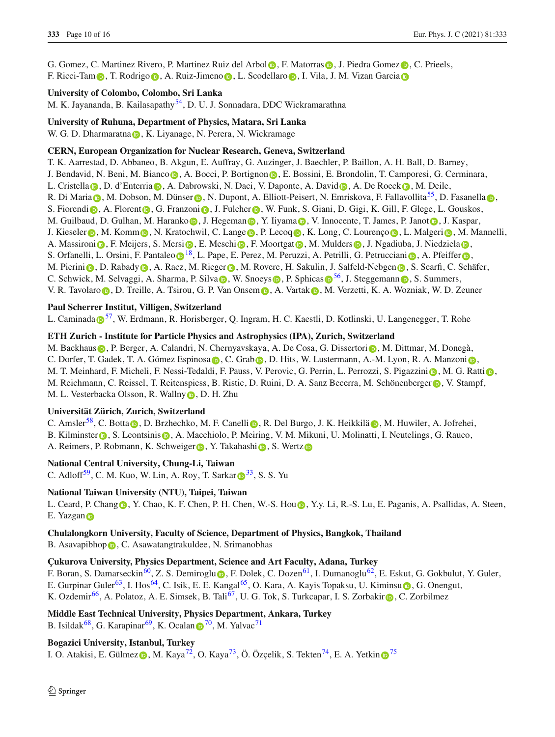G. Gomez, C. Martinez Rivero, P. Martinez Ruiz del Arbol, F. Matorras, J. Piedra Gomez, C. Prieels, F. Ricci-Tam, T. Rodrigo, A. Ruiz-Jimeno, L. Scodellaro, I. Vila, J. M. Vizan Garcia

**University of Colombo, Colombo, Sri Lanka**
M. K. Jayananda, B. Kailasapathy[54], D. U. J. Sonnadara, DDC Wickramarathna

**University of Ruhuna, Department of Physics, Matara, Sri Lanka**
W. G. D. Dharmaratna, K. Liyanage, N. Perera, N. Wickramage

**CERN, European Organization for Nuclear Research, Geneva, Switzerland**
T. K. Aarrestad, D. Abbaneo, B. Akgun, E. Auffray, G. Auzinger, J. Baechler, P. Baillon, A. H. Ball, D. Barney, J. Bendavid, N. Beni, M. Bianco, A. Bocci, P. Bortignon, E. Bossini, E. Brondolin, T. Camporesi, G. Cerminara, L. Cristella, D. d'Enterria, A. Dabrowski, N. Daci, V. Daponte, A. David, A. De Roeck, M. Deile, R. Di Maria, M. Dobson, M. Dünser, N. Dupont, A. Elliott-Peisert, N. Emriskova, F. Fallavollita[55], D. Fasanella, S. Fiorendi, A. Florent, G. Franzoni, J. Fulcher, W. Funk, S. Giani, D. Gigi, K. Gill, F. Glege, L. Gouskos, M. Guilbaud, D. Gulhan, M. Haranko, J. Hegeman, Y. Iiyama, V. Innocente, T. James, P. Janot, J. Kaspar, J. Kieseler, M. Komm, N. Kratochwil, C. Lange, P. Lecoq, K. Long, C. Lourenço, L. Malgeri, M. Mannelli, A. Massironi, F. Meijers, S. Mersi, E. Meschi, F. Moortgat, M. Mulders, J. Ngadiuba, J. Niedziela, S. Orfanelli, L. Orsini, F. Pantaleo[18], L. Pape, E. Perez, M. Peruzzi, A. Petrilli, G. Petrucciani, A. Pfeiffer, M. Pierini, D. Rabady, A. Racz, M. Rieger, M. Rovere, H. Sakulin, J. Salfeld-Nebgen, S. Scarfi, C. Schäfer, C. Schwick, M. Selvaggi, A. Sharma, P. Silva, W. Snoeys, P. Sphicas[56], J. Steggemann, S. Summers, V. R. Tavolaro, D. Treille, A. Tsirou, G. P. Van Onsem, A. Vartak, M. Verzetti, K. A. Wozniak, W. D. Zeuner

**Paul Scherrer Institut, Villigen, Switzerland**
L. Caminada[57], W. Erdmann, R. Horisberger, Q. Ingram, H. C. Kaestli, D. Kotlinski, U. Langenegger, T. Rohe

**ETH Zurich - Institute for Particle Physics and Astrophysics (IPA), Zurich, Switzerland**
M. Backhaus, P. Berger, A. Calandri, N. Chernyavskaya, A. De Cosa, G. Dissertori, M. Dittmar, M. Donegà, C. Dorfer, T. Gadek, T. A. Gómez Espinosa, C. Grab, D. Hits, W. Lustermann, A.-M. Lyon, R. A. Manzoni, M. T. Meinhard, F. Micheli, F. Nessi-Tedaldi, F. Pauss, V. Perovic, G. Perrin, L. Perrozzi, S. Pigazzini, M. G. Ratti, M. Reichmann, C. Reissel, T. Reitenspiess, B. Ristic, D. Ruini, D. A. Sanz Becerra, M. Schönenberger, V. Stampf, M. L. Vesterbacka Olsson, R. Wallny, D. H. Zhu

**Universität Zürich, Zurich, Switzerland**
C. Amsler[58], C. Botta, D. Brzhechko, M. F. Canelli, R. Del Burgo, J. K. Heikkilä, M. Huwiler, A. Jofrehei, B. Kilminster, S. Leontsinis, A. Macchiolo, P. Meiring, V. M. Mikuni, U. Molinatti, I. Neutelings, G. Rauco, A. Reimers, P. Robmann, K. Schweiger, Y. Takahashi, S. Wertz

**National Central University, Chung-Li, Taiwan**
C. Adloff[59], C. M. Kuo, W. Lin, A. Roy, T. Sarkar[33], S. S. Yu

**National Taiwan University (NTU), Taipei, Taiwan**
L. Ceard, P. Chang, Y. Chao, K. F. Chen, P. H. Chen, W.-S. Hou, Y.y. Li, R.-S. Lu, E. Paganis, A. Psallidas, A. Steen, E. Yazgan

**Chulalongkorn University, Faculty of Science, Department of Physics, Bangkok, Thailand**
B. Asavapibhop, C. Asawatangtrakuldee, N. Srimanobhas

**Çukurova University, Physics Department, Science and Art Faculty, Adana, Turkey**
F. Boran, S. Damarseckin[60], Z. S. Demiroglu, F. Dolek, C. Dozen[61], I. Dumanoglu[62], E. Eskut, G. Gokbulut, Y. Guler, E. Gurpinar Guler[63], I. Hos[64], C. Isik, E. E. Kangal[65], O. Kara, A. Kayis Topaksu, U. Kiminsu, G. Onengut, K. Ozdemir[66], A. Polatoz, A. E. Simsek, B. Tali[67], U. G. Tok, S. Turkcapar, I. S. Zorbakir, C. Zorbilmez

**Middle East Technical University, Physics Department, Ankara, Turkey**
B. Isildak[68], G. Karapinar[69], K. Ocalan[70], M. Yalvac[71]

**Bogazici University, Istanbul, Turkey**
I. O. Atakisi, E. Gülmez, M. Kaya[72], O. Kaya[73], Ö. Özçelik, S. Tekten[74], E. A. Yetkin[75]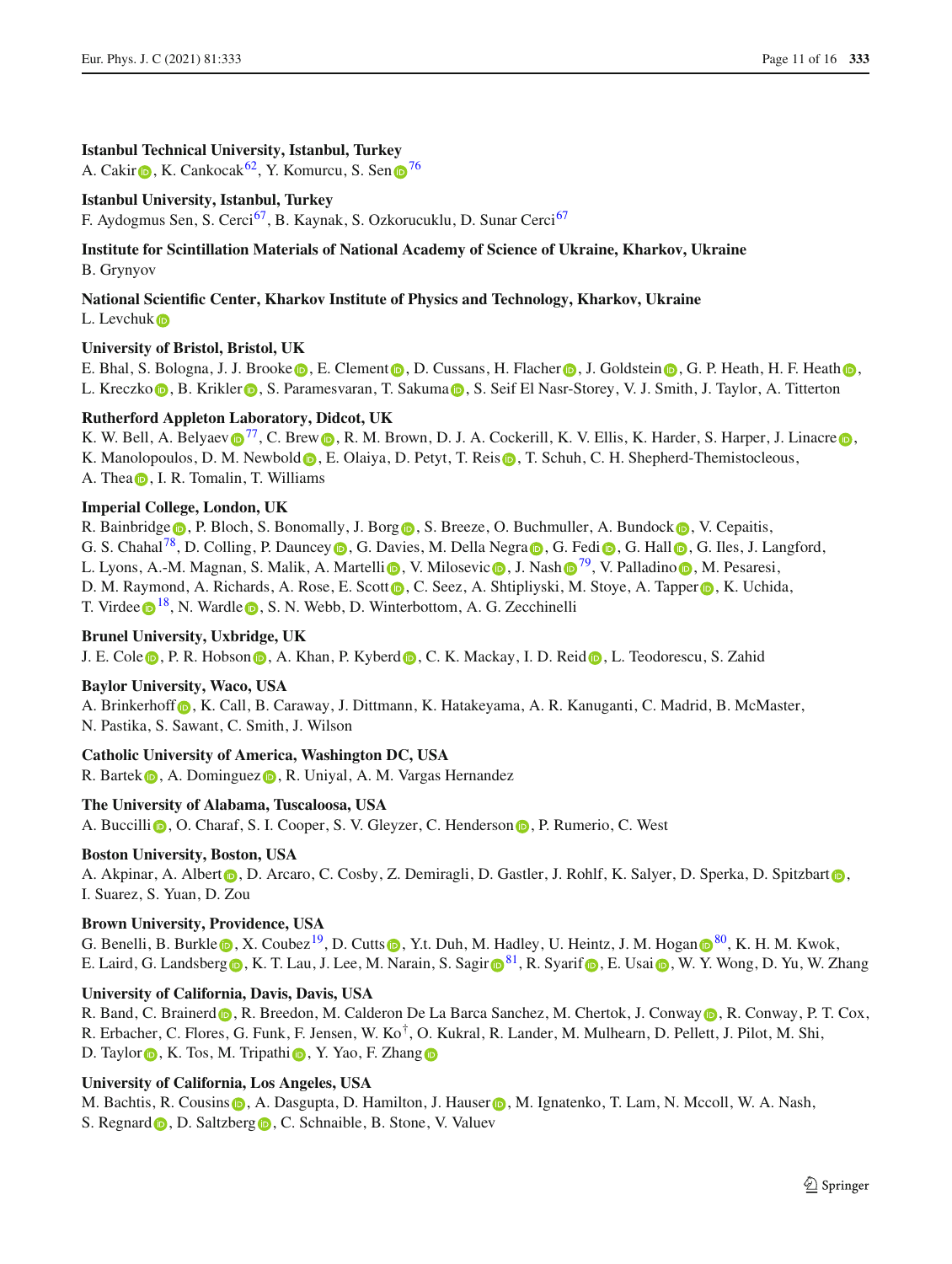**Istanbul Technical University, Istanbul, Turkey**
A. Cakir, K. Cankocak[62], Y. Komurcu, S. Sen[76]

**Istanbul University, Istanbul, Turkey**
F. Aydogmus Sen, S. Cerci[67], B. Kaynak, S. Ozkorucuklu, D. Sunar Cerci[67]

**Institute for Scintillation Materials of National Academy of Science of Ukraine, Kharkov, Ukraine**
B. Grynyov

**National Scientific Center, Kharkov Institute of Physics and Technology, Kharkov, Ukraine**
L. Levchuk

**University of Bristol, Bristol, UK**
E. Bhal, S. Bologna, J. J. Brooke, E. Clement, D. Cussans, H. Flacher, J. Goldstein, G. P. Heath, H. F. Heath, L. Kreczko, B. Krikler, S. Paramesvaran, T. Sakuma, S. Seif El Nasr-Storey, V. J. Smith, J. Taylor, A. Titterton

**Rutherford Appleton Laboratory, Didcot, UK**
K. W. Bell, A. Belyaev[77], C. Brew, R. M. Brown, D. J. A. Cockerill, K. V. Ellis, K. Harder, S. Harper, J. Linacre, K. Manolopoulos, D. M. Newbold, E. Olaiya, D. Petyt, T. Reis, T. Schuh, C. H. Shepherd-Themistocleous, A. Thea, I. R. Tomalin, T. Williams

**Imperial College, London, UK**
R. Bainbridge, P. Bloch, S. Bonomally, J. Borg, S. Breeze, O. Buchmuller, A. Bundock, V. Cepaitis, G. S. Chahal[78], D. Colling, P. Dauncey, G. Davies, M. Della Negra, G. Fedi, G. Hall, G. Iles, J. Langford, L. Lyons, A.-M. Magnan, S. Malik, A. Martelli, V. Milosevic, J. Nash[79], V. Palladino, M. Pesaresi, D. M. Raymond, A. Richards, A. Rose, E. Scott, C. Seez, A. Shtipliyski, M. Stoye, A. Tapper, K. Uchida, T. Virdee[18], N. Wardle, S. N. Webb, D. Winterbottom, A. G. Zecchinelli

**Brunel University, Uxbridge, UK**
J. E. Cole, P. R. Hobson, A. Khan, P. Kyberd, C. K. Mackay, I. D. Reid, L. Teodorescu, S. Zahid

**Baylor University, Waco, USA**
A. Brinkerhoff, K. Call, B. Caraway, J. Dittmann, K. Hatakeyama, A. R. Kanuganti, C. Madrid, B. McMaster, N. Pastika, S. Sawant, C. Smith, J. Wilson

**Catholic University of America, Washington DC, USA**
R. Bartek, A. Dominguez, R. Uniyal, A. M. Vargas Hernandez

**The University of Alabama, Tuscaloosa, USA**
A. Buccilli, O. Charaf, S. I. Cooper, S. V. Gleyzer, C. Henderson, P. Rumerio, C. West

**Boston University, Boston, USA**
A. Akpinar, A. Albert, D. Arcaro, C. Cosby, Z. Demiragli, D. Gastler, J. Rohlf, K. Salyer, D. Sperka, D. Spitzbart, I. Suarez, S. Yuan, D. Zou

**Brown University, Providence, USA**
G. Benelli, B. Burkle, X. Coubez[19], D. Cutts, Y.t. Duh, M. Hadley, U. Heintz, J. M. Hogan[80], K. H. M. Kwok, E. Laird, G. Landsberg, K. T. Lau, J. Lee, M. Narain, S. Sagir[81], R. Syarif, E. Usai, W. Y. Wong, D. Yu, W. Zhang

**University of California, Davis, Davis, USA**
R. Band, C. Brainerd, R. Breedon, M. Calderon De La Barca Sanchez, M. Chertok, J. Conway, R. Conway, P. T. Cox, R. Erbacher, C. Flores, G. Funk, F. Jensen, W. Ko[†], O. Kukral, R. Lander, M. Mulhearn, D. Pellett, J. Pilot, M. Shi, D. Taylor, K. Tos, M. Tripathi, Y. Yao, F. Zhang

**University of California, Los Angeles, USA**
M. Bachtis, R. Cousins, A. Dasgupta, D. Hamilton, J. Hauser, M. Ignatenko, T. Lam, N. Mccoll, W. A. Nash, S. Regnard, D. Saltzberg, C. Schnaible, B. Stone, V. Valuev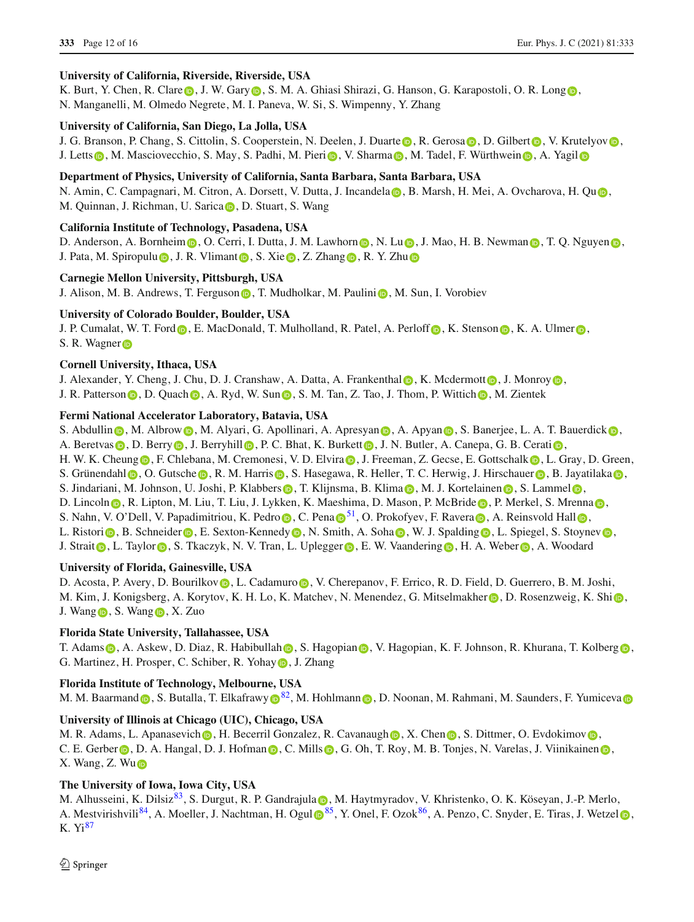**University of California, Riverside, Riverside, USA**
K. Burt, Y. Chen, R. Clare, J. W. Gary, S. M. A. Ghiasi Shirazi, G. Hanson, G. Karapostoli, O. R. Long, N. Manganelli, M. Olmedo Negrete, M. I. Paneva, W. Si, S. Wimpenny, Y. Zhang

**University of California, San Diego, La Jolla, USA**
J. G. Branson, P. Chang, S. Cittolin, S. Cooperstein, N. Deelen, J. Duarte, R. Gerosa, D. Gilbert, V. Krutelyov, J. Letts, M. Masciovecchio, S. May, S. Padhi, M. Pieri, V. Sharma, M. Tadel, F. Würthwein, A. Yagil

**Department of Physics, University of California, Santa Barbara, Santa Barbara, USA**
N. Amin, C. Campagnari, M. Citron, A. Dorsett, V. Dutta, J. Incandela, B. Marsh, H. Mei, A. Ovcharova, H. Qu, M. Quinnan, J. Richman, U. Sarica, D. Stuart, S. Wang

**California Institute of Technology, Pasadena, USA**
D. Anderson, A. Bornheim, O. Cerri, I. Dutta, J. M. Lawhorn, N. Lu, J. Mao, H. B. Newman, T. Q. Nguyen, J. Pata, M. Spiropulu, J. R. Vlimant, S. Xie, Z. Zhang, R. Y. Zhu

**Carnegie Mellon University, Pittsburgh, USA**
J. Alison, M. B. Andrews, T. Ferguson, T. Mudholkar, M. Paulini, M. Sun, I. Vorobiev

**University of Colorado Boulder, Boulder, USA**
J. P. Cumalat, W. T. Ford, E. MacDonald, T. Mulholland, R. Patel, A. Perloff, K. Stenson, K. A. Ulmer, S. R. Wagner

**Cornell University, Ithaca, USA**
J. Alexander, Y. Cheng, J. Chu, D. J. Cranshaw, A. Datta, A. Frankenthal, K. Mcdermott, J. Monroy, J. R. Patterson, D. Quach, A. Ryd, W. Sun, S. M. Tan, Z. Tao, J. Thom, P. Wittich, M. Zientek

**Fermi National Accelerator Laboratory, Batavia, USA**
S. Abdullin, M. Albrow, M. Alyari, G. Apollinari, A. Apresyan, A. Apyan, S. Banerjee, L. A. T. Bauerdick, A. Beretvas, D. Berry, J. Berryhill, P. C. Bhat, K. Burkett, J. N. Butler, A. Canepa, G. B. Cerati, H. W. K. Cheung, F. Chlebana, M. Cremonesi, V. D. Elvira, J. Freeman, Z. Gecse, E. Gottschalk, L. Gray, D. Green, S. Grünendahl, O. Gutsche, R. M. Harris, S. Hasegawa, R. Heller, T. C. Herwig, J. Hirschauer, B. Jayatilaka, S. Jindariani, M. Johnson, U. Joshi, P. Klabbers, T. Klijnsma, B. Klima, M. J. Kortelainen, S. Lammel, D. Lincoln, R. Lipton, M. Liu, T. Liu, J. Lykken, K. Maeshima, D. Mason, P. McBride, P. Merkel, S. Mrenna, S. Nahn, V. O'Dell, V. Papadimitriou, K. Pedro, C. Pena[51], O. Prokofyev, F. Ravera, A. Reinsvold Hall, L. Ristori, B. Schneider, E. Sexton-Kennedy, N. Smith, A. Soha, W. J. Spalding, L. Spiegel, S. Stoynev, J. Strait, L. Taylor, S. Tkaczyk, N. V. Tran, L. Uplegger, E. W. Vaandering, H. A. Weber, A. Woodard

**University of Florida, Gainesville, USA**
D. Acosta, P. Avery, D. Bourilkov, L. Cadamuro, V. Cherepanov, F. Errico, R. D. Field, D. Guerrero, B. M. Joshi, M. Kim, J. Konigsberg, A. Korytov, K. H. Lo, K. Matchev, N. Menendez, G. Mitselmakher, D. Rosenzweig, K. Shi, J. Wang, S. Wang, X. Zuo

**Florida State University, Tallahassee, USA**
T. Adams, A. Askew, D. Diaz, R. Habibullah, S. Hagopian, V. Hagopian, K. F. Johnson, R. Khurana, T. Kolberg, G. Martinez, H. Prosper, C. Schiber, R. Yohay, J. Zhang

**Florida Institute of Technology, Melbourne, USA**
M. M. Baarmand, S. Butalla, T. Elkafrawy[82], M. Hohlmann, D. Noonan, M. Rahmani, M. Saunders, F. Yumiceva

**University of Illinois at Chicago (UIC), Chicago, USA**
M. R. Adams, L. Apanasevich, H. Becerril Gonzalez, R. Cavanaugh, X. Chen, S. Dittmer, O. Evdokimov, C. E. Gerber, D. A. Hangal, D. J. Hofman, C. Mills, G. Oh, T. Roy, M. B. Tonjes, N. Varelas, J. Viinikainen, X. Wang, Z. Wu

**The University of Iowa, Iowa City, USA**
M. Alhusseini, K. Dilsiz[83], S. Durgut, R. P. Gandrajula, M. Haytmyradov, V. Khristenko, O. K. Köseyan, J.-P. Merlo, A. Mestvirishvili[84], A. Moeller, J. Nachtman, H. Ogul[85], Y. Onel, F. Ozok[86], A. Penzo, C. Snyder, E. Tiras, J. Wetzel, K. Yi[87]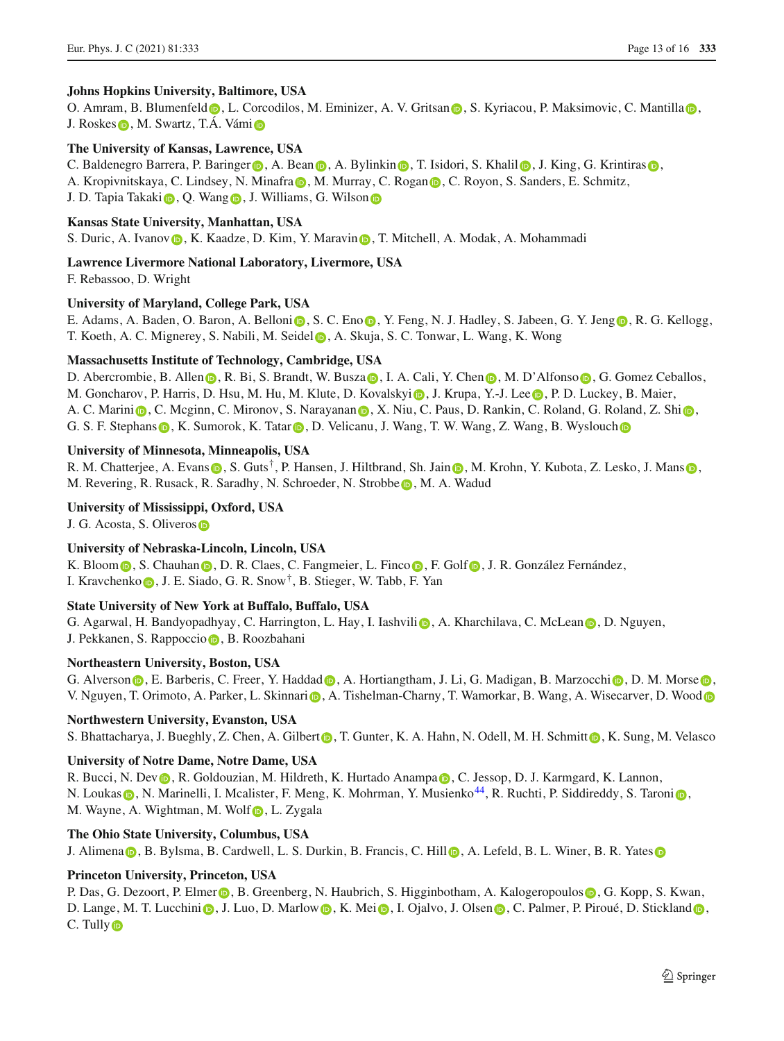**Johns Hopkins University, Baltimore, USA**
O. Amram, B. Blumenfeld, L. Corcodilos, M. Eminizer, A. V. Gritsan, S. Kyriacou, P. Maksimovic, C. Mantilla, J. Roskes, M. Swartz, T.Á. Vámi

**The University of Kansas, Lawrence, USA**
C. Baldenegro Barrera, P. Baringer, A. Bean, A. Bylinkin, T. Isidori, S. Khalil, J. King, G. Krintiras, A. Kropivnitskaya, C. Lindsey, N. Minafra, M. Murray, C. Rogan, C. Royon, S. Sanders, E. Schmitz, J. D. Tapia Takaki, Q. Wang, J. Williams, G. Wilson

**Kansas State University, Manhattan, USA**
S. Duric, A. Ivanov, K. Kaadze, D. Kim, Y. Maravin, T. Mitchell, A. Modak, A. Mohammadi

**Lawrence Livermore National Laboratory, Livermore, USA**
F. Rebassoo, D. Wright

**University of Maryland, College Park, USA**
E. Adams, A. Baden, O. Baron, A. Belloni, S. C. Eno, Y. Feng, N. J. Hadley, S. Jabeen, G. Y. Jeng, R. G. Kellogg, T. Koeth, A. C. Mignerey, S. Nabili, M. Seidel, A. Skuja, S. C. Tonwar, L. Wang, K. Wong

**Massachusetts Institute of Technology, Cambridge, USA**
D. Abercrombie, B. Allen, R. Bi, S. Brandt, W. Busza, I. A. Cali, Y. Chen, M. D'Alfonso, G. Gomez Ceballos, M. Goncharov, P. Harris, D. Hsu, M. Hu, M. Klute, D. Kovalskyi, J. Krupa, Y.-J. Lee, P. D. Luckey, B. Maier, A. C. Marini, C. Mcginn, C. Mironov, S. Narayanan, X. Niu, C. Paus, D. Rankin, C. Roland, G. Roland, Z. Shi, G. S. F. Stephans, K. Sumorok, K. Tatar, D. Velicanu, J. Wang, T. W. Wang, Z. Wang, B. Wyslouch

**University of Minnesota, Minneapolis, USA**
R. M. Chatterjee, A. Evans, S. Guts[†], P. Hansen, J. Hiltbrand, Sh. Jain, M. Krohn, Y. Kubota, Z. Lesko, J. Mans, M. Revering, R. Rusack, R. Saradhy, N. Schroeder, N. Strobbe, M. A. Wadud

**University of Mississippi, Oxford, USA**
J. G. Acosta, S. Oliveros

**University of Nebraska-Lincoln, Lincoln, USA**
K. Bloom, S. Chauhan, D. R. Claes, C. Fangmeier, L. Finco, F. Golf, J. R. González Fernández, I. Kravchenko, J. E. Siado, G. R. Snow[†], B. Stieger, W. Tabb, F. Yan

**State University of New York at Buffalo, Buffalo, USA**
G. Agarwal, H. Bandyopadhyay, C. Harrington, L. Hay, I. Iashvili, A. Kharchilava, C. McLean, D. Nguyen, J. Pekkanen, S. Rappoccio, B. Roozbahani

**Northeastern University, Boston, USA**
G. Alverson, E. Barberis, C. Freer, Y. Haddad, A. Hortiangtham, J. Li, G. Madigan, B. Marzocchi, D. M. Morse, V. Nguyen, T. Orimoto, A. Parker, L. Skinnari, A. Tishelman-Charny, T. Wamorkar, B. Wang, A. Wisecarver, D. Wood

**Northwestern University, Evanston, USA**
S. Bhattacharya, J. Bueghly, Z. Chen, A. Gilbert, T. Gunter, K. A. Hahn, N. Odell, M. H. Schmitt, K. Sung, M. Velasco

**University of Notre Dame, Notre Dame, USA**
R. Bucci, N. Dev, R. Goldouzian, M. Hildreth, K. Hurtado Anampa, C. Jessop, D. J. Karmgard, K. Lannon, N. Loukas, N. Marinelli, I. Mcalister, F. Meng, K. Mohrman, Y. Musienko[44], R. Ruchti, P. Siddireddy, S. Taroni, M. Wayne, A. Wightman, M. Wolf, L. Zygala

**The Ohio State University, Columbus, USA**
J. Alimena, B. Bylsma, B. Cardwell, L. S. Durkin, B. Francis, C. Hill, A. Lefeld, B. L. Winer, B. R. Yates

**Princeton University, Princeton, USA**
P. Das, G. Dezoort, P. Elmer, B. Greenberg, N. Haubrich, S. Higginbotham, A. Kalogeropoulos, G. Kopp, S. Kwan, D. Lange, M. T. Lucchini, J. Luo, D. Marlow, K. Mei, I. Ojalvo, J. Olsen, C. Palmer, P. Piroué, D. Stickland, C. Tully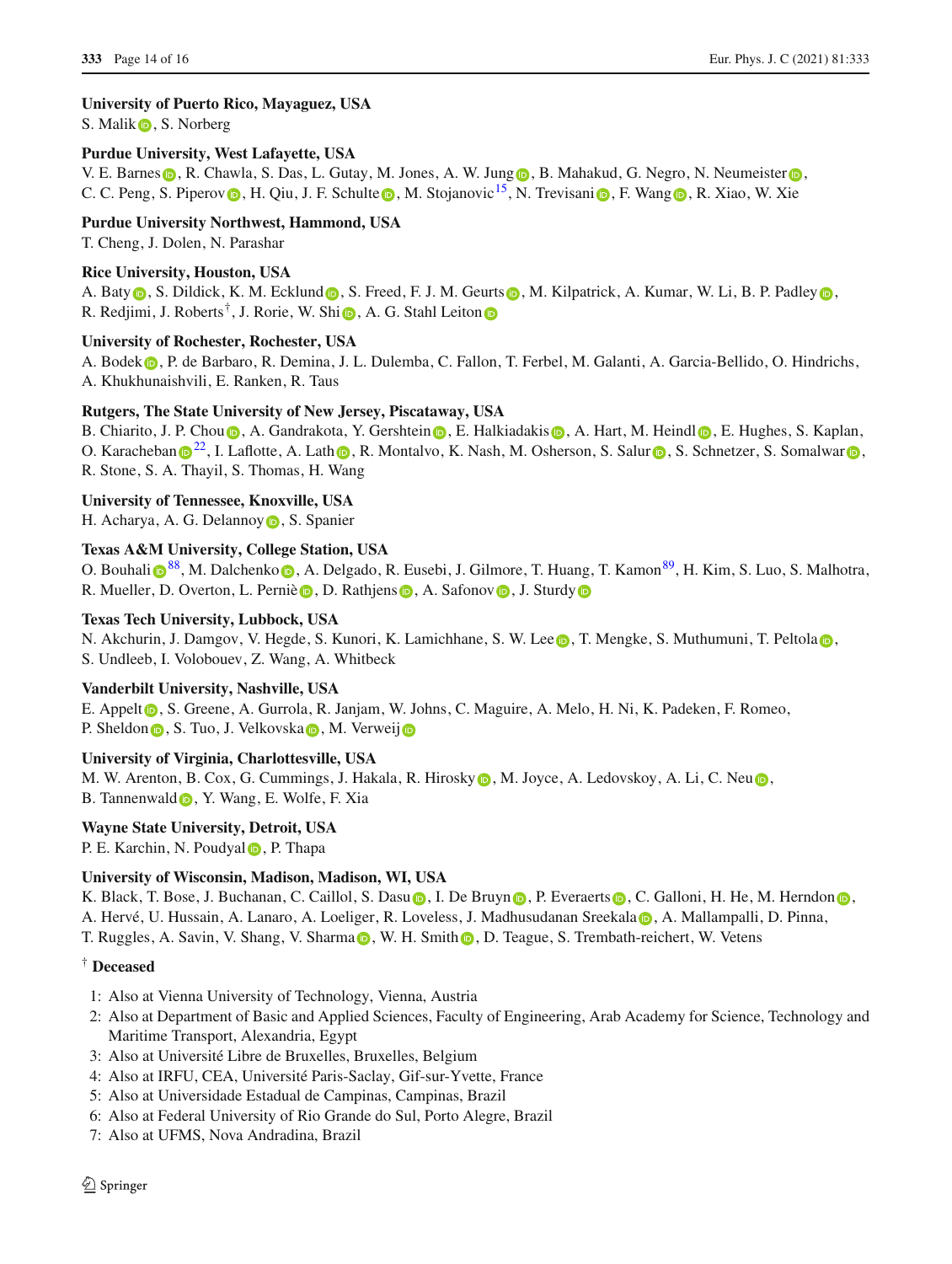**University of Puerto Rico, Mayaguez, USA**
S. Malik, S. Norberg

**Purdue University, West Lafayette, USA**
V. E. Barnes, R. Chawla, S. Das, L. Gutay, M. Jones, A. W. Jung, B. Mahakud, G. Negro, N. Neumeister, C. C. Peng, S. Piperov, H. Qiu, J. F. Schulte, M. Stojanovic[15], N. Trevisani, F. Wang, R. Xiao, W. Xie

**Purdue University Northwest, Hammond, USA**
T. Cheng, J. Dolen, N. Parashar

**Rice University, Houston, USA**
A. Baty, S. Dildick, K. M. Ecklund, S. Freed, F. J. M. Geurts, M. Kilpatrick, A. Kumar, W. Li, B. P. Padley, R. Redjimi, J. Roberts[†], J. Rorie, W. Shi, A. G. Stahl Leiton

**University of Rochester, Rochester, USA**
A. Bodek, P. de Barbaro, R. Demina, J. L. Dulemba, C. Fallon, T. Ferbel, M. Galanti, A. Garcia-Bellido, O. Hindrichs, A. Khukhunaishvili, E. Ranken, R. Taus

**Rutgers, The State University of New Jersey, Piscataway, USA**
B. Chiarito, J. P. Chou, A. Gandrakota, Y. Gershtein, E. Halkiadakis, A. Hart, M. Heindl, E. Hughes, S. Kaplan, O. Karacheban[22], I. Laflotte, A. Lath, R. Montalvo, K. Nash, M. Osherson, S. Salur, S. Schnetzer, S. Somalwar, R. Stone, S. A. Thayil, S. Thomas, H. Wang

**University of Tennessee, Knoxville, USA**
H. Acharya, A. G. Delannoy, S. Spanier

**Texas A&M University, College Station, USA**
O. Bouhali[88], M. Dalchenko, A. Delgado, R. Eusebi, J. Gilmore, T. Huang, T. Kamon[89], H. Kim, S. Luo, S. Malhotra, R. Mueller, D. Overton, L. Perniè, D. Rathjens, A. Safonov, J. Sturdy

**Texas Tech University, Lubbock, USA**
N. Akchurin, J. Damgov, V. Hegde, S. Kunori, K. Lamichhane, S. W. Lee, T. Mengke, S. Muthumuni, T. Peltola, S. Undleeb, I. Volobouev, Z. Wang, A. Whitbeck

**Vanderbilt University, Nashville, USA**
E. Appelt, S. Greene, A. Gurrola, R. Janjam, W. Johns, C. Maguire, A. Melo, H. Ni, K. Padeken, F. Romeo, P. Sheldon, S. Tuo, J. Velkovska, M. Verweij

**University of Virginia, Charlottesville, USA**
M. W. Arenton, B. Cox, G. Cummings, J. Hakala, R. Hirosky, M. Joyce, A. Ledovskoy, A. Li, C. Neu, B. Tannenwald, Y. Wang, E. Wolfe, F. Xia

**Wayne State University, Detroit, USA**
P. E. Karchin, N. Poudyal, P. Thapa

**University of Wisconsin, Madison, Madison, WI, USA**
K. Black, T. Bose, J. Buchanan, C. Caillol, S. Dasu, I. De Bruyn, P. Everaerts, C. Galloni, H. He, M. Herndon, A. Hervé, U. Hussain, A. Lanaro, A. Loeliger, R. Loveless, J. Madhusudanan Sreekala, A. Mallampalli, D. Pinna, T. Ruggles, A. Savin, V. Shang, V. Sharma, W. H. Smith, D. Teague, S. Trembath-reichert, W. Vetens

**† Deceased**

1: Also at Vienna University of Technology, Vienna, Austria
2: Also at Department of Basic and Applied Sciences, Faculty of Engineering, Arab Academy for Science, Technology and Maritime Transport, Alexandria, Egypt
3: Also at Université Libre de Bruxelles, Bruxelles, Belgium
4: Also at IRFU, CEA, Université Paris-Saclay, Gif-sur-Yvette, France
5: Also at Universidade Estadual de Campinas, Campinas, Brazil
6: Also at Federal University of Rio Grande do Sul, Porto Alegre, Brazil
7: Also at UFMS, Nova Andradina, Brazil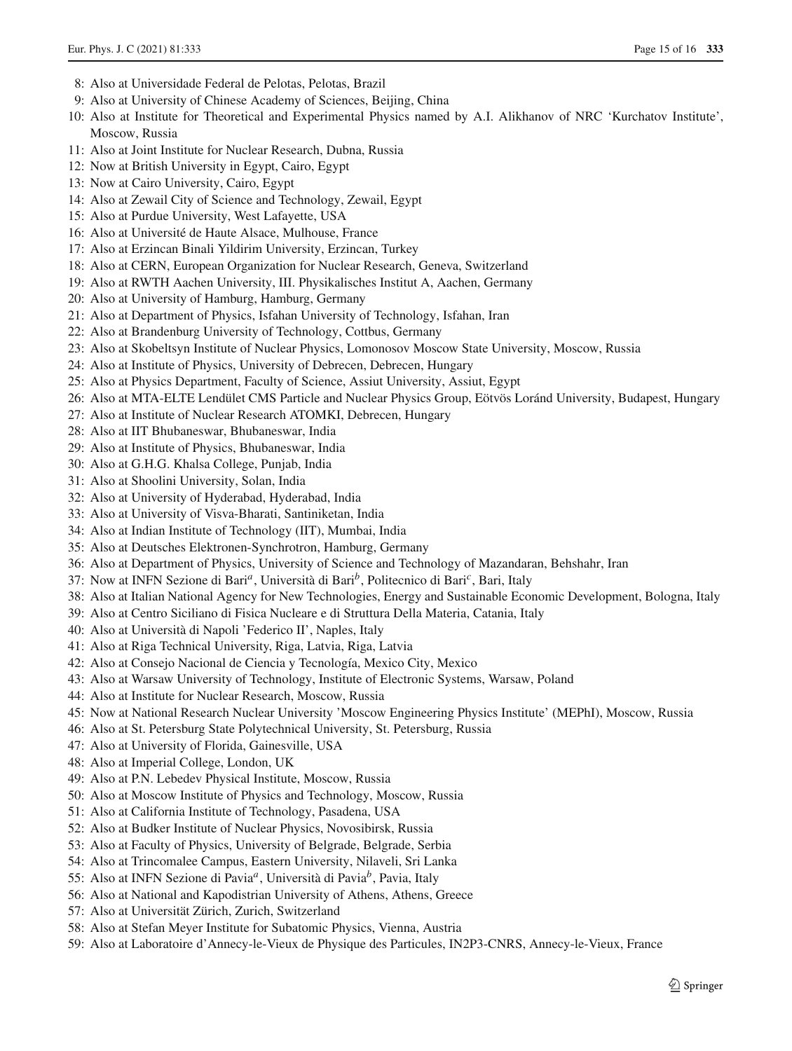8: Also at Universidade Federal de Pelotas, Pelotas, Brazil
9: Also at University of Chinese Academy of Sciences, Beijing, China
10: Also at Institute for Theoretical and Experimental Physics named by A.I. Alikhanov of NRC 'Kurchatov Institute', Moscow, Russia
11: Also at Joint Institute for Nuclear Research, Dubna, Russia
12: Now at British University in Egypt, Cairo, Egypt
13: Now at Cairo University, Cairo, Egypt
14: Also at Zewail City of Science and Technology, Zewail, Egypt
15: Also at Purdue University, West Lafayette, USA
16: Also at Université de Haute Alsace, Mulhouse, France
17: Also at Erzincan Binali Yildirim University, Erzincan, Turkey
18: Also at CERN, European Organization for Nuclear Research, Geneva, Switzerland
19: Also at RWTH Aachen University, III. Physikalisches Institut A, Aachen, Germany
20: Also at University of Hamburg, Hamburg, Germany
21: Also at Department of Physics, Isfahan University of Technology, Isfahan, Iran
22: Also at Brandenburg University of Technology, Cottbus, Germany
23: Also at Skobeltsyn Institute of Nuclear Physics, Lomonosov Moscow State University, Moscow, Russia
24: Also at Institute of Physics, University of Debrecen, Debrecen, Hungary
25: Also at Physics Department, Faculty of Science, Assiut University, Assiut, Egypt
26: Also at MTA-ELTE Lendület CMS Particle and Nuclear Physics Group, Eötvös Loránd University, Budapest, Hungary
27: Also at Institute of Nuclear Research ATOMKI, Debrecen, Hungary
28: Also at IIT Bhubaneswar, Bhubaneswar, India
29: Also at Institute of Physics, Bhubaneswar, India
30: Also at G.H.G. Khalsa College, Punjab, India
31: Also at Shoolini University, Solan, India
32: Also at University of Hyderabad, Hyderabad, India
33: Also at University of Visva-Bharati, Santiniketan, India
34: Also at Indian Institute of Technology (IIT), Mumbai, India
35: Also at Deutsches Elektronen-Synchrotron, Hamburg, Germany
36: Also at Department of Physics, University of Science and Technology of Mazandaran, Behshahr, Iran
37: Now at INFN Sezione di Bari[a], Università di Bari[b], Politecnico di Bari[c], Bari, Italy
38: Also at Italian National Agency for New Technologies, Energy and Sustainable Economic Development, Bologna, Italy
39: Also at Centro Siciliano di Fisica Nucleare e di Struttura Della Materia, Catania, Italy
40: Also at Università di Napoli 'Federico II', Naples, Italy
41: Also at Riga Technical University, Riga, Latvia, Riga, Latvia
42: Also at Consejo Nacional de Ciencia y Tecnología, Mexico City, Mexico
43: Also at Warsaw University of Technology, Institute of Electronic Systems, Warsaw, Poland
44: Also at Institute for Nuclear Research, Moscow, Russia
45: Now at National Research Nuclear University 'Moscow Engineering Physics Institute' (MEPhI), Moscow, Russia
46: Also at St. Petersburg State Polytechnical University, St. Petersburg, Russia
47: Also at University of Florida, Gainesville, USA
48: Also at Imperial College, London, UK
49: Also at P.N. Lebedev Physical Institute, Moscow, Russia
50: Also at Moscow Institute of Physics and Technology, Moscow, Russia
51: Also at California Institute of Technology, Pasadena, USA
52: Also at Budker Institute of Nuclear Physics, Novosibirsk, Russia
53: Also at Faculty of Physics, University of Belgrade, Belgrade, Serbia
54: Also at Trincomalee Campus, Eastern University, Nilaveli, Sri Lanka
55: Also at INFN Sezione di Pavia[a], Università di Pavia[b], Pavia, Italy
56: Also at National and Kapodistrian University of Athens, Athens, Greece
57: Also at Universität Zürich, Zurich, Switzerland
58: Also at Stefan Meyer Institute for Subatomic Physics, Vienna, Austria
59: Also at Laboratoire d'Annecy-le-Vieux de Physique des Particules, IN2P3-CNRS, Annecy-le-Vieux, France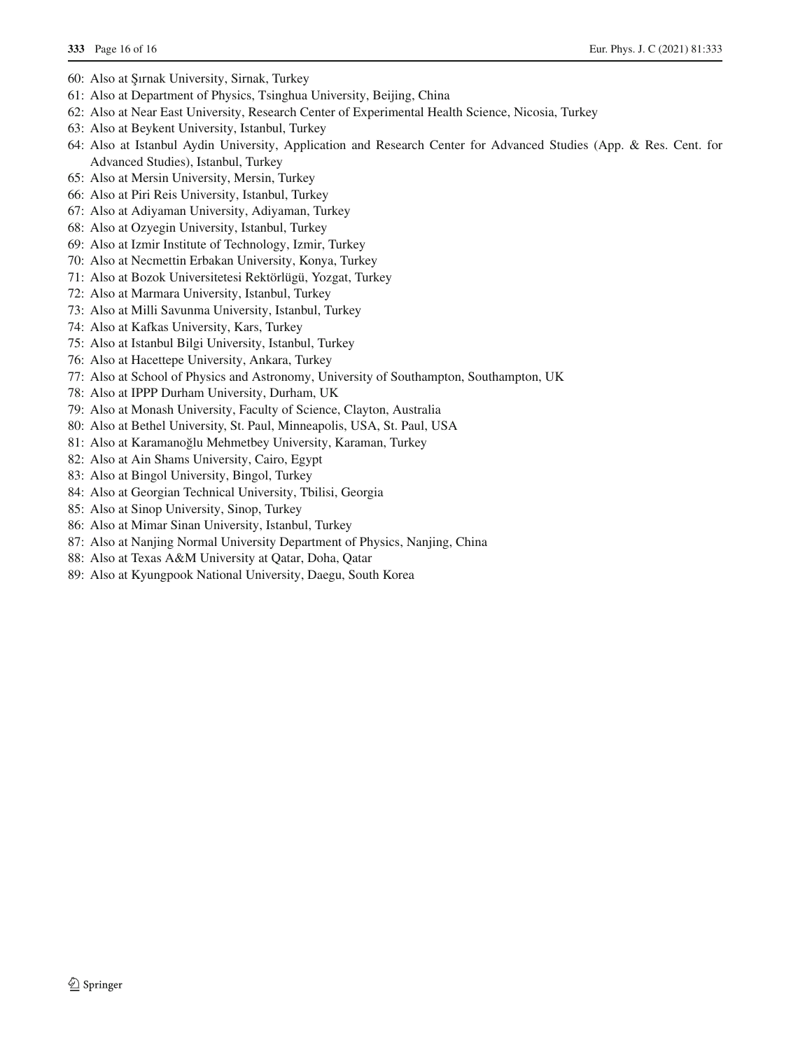60: Also at Şırnak University, Sirnak, Turkey
61: Also at Department of Physics, Tsinghua University, Beijing, China
62: Also at Near East University, Research Center of Experimental Health Science, Nicosia, Turkey
63: Also at Beykent University, Istanbul, Turkey
64: Also at Istanbul Aydin University, Application and Research Center for Advanced Studies (App. & Res. Cent. for Advanced Studies), Istanbul, Turkey
65: Also at Mersin University, Mersin, Turkey
66: Also at Piri Reis University, Istanbul, Turkey
67: Also at Adiyaman University, Adiyaman, Turkey
68: Also at Ozyegin University, Istanbul, Turkey
69: Also at Izmir Institute of Technology, Izmir, Turkey
70: Also at Necmettin Erbakan University, Konya, Turkey
71: Also at Bozok Universitetesi Rektörlügü, Yozgat, Turkey
72: Also at Marmara University, Istanbul, Turkey
73: Also at Milli Savunma University, Istanbul, Turkey
74: Also at Kafkas University, Kars, Turkey
75: Also at Istanbul Bilgi University, Istanbul, Turkey
76: Also at Hacettepe University, Ankara, Turkey
77: Also at School of Physics and Astronomy, University of Southampton, Southampton, UK
78: Also at IPPP Durham University, Durham, UK
79: Also at Monash University, Faculty of Science, Clayton, Australia
80: Also at Bethel University, St. Paul, Minneapolis, USA, St. Paul, USA
81: Also at Karamanoğlu Mehmetbey University, Karaman, Turkey
82: Also at Ain Shams University, Cairo, Egypt
83: Also at Bingol University, Bingol, Turkey
84: Also at Georgian Technical University, Tbilisi, Georgia
85: Also at Sinop University, Sinop, Turkey
86: Also at Mimar Sinan University, Istanbul, Turkey
87: Also at Nanjing Normal University Department of Physics, Nanjing, China
88: Also at Texas A&M University at Qatar, Doha, Qatar
89: Also at Kyungpook National University, Daegu, South Korea